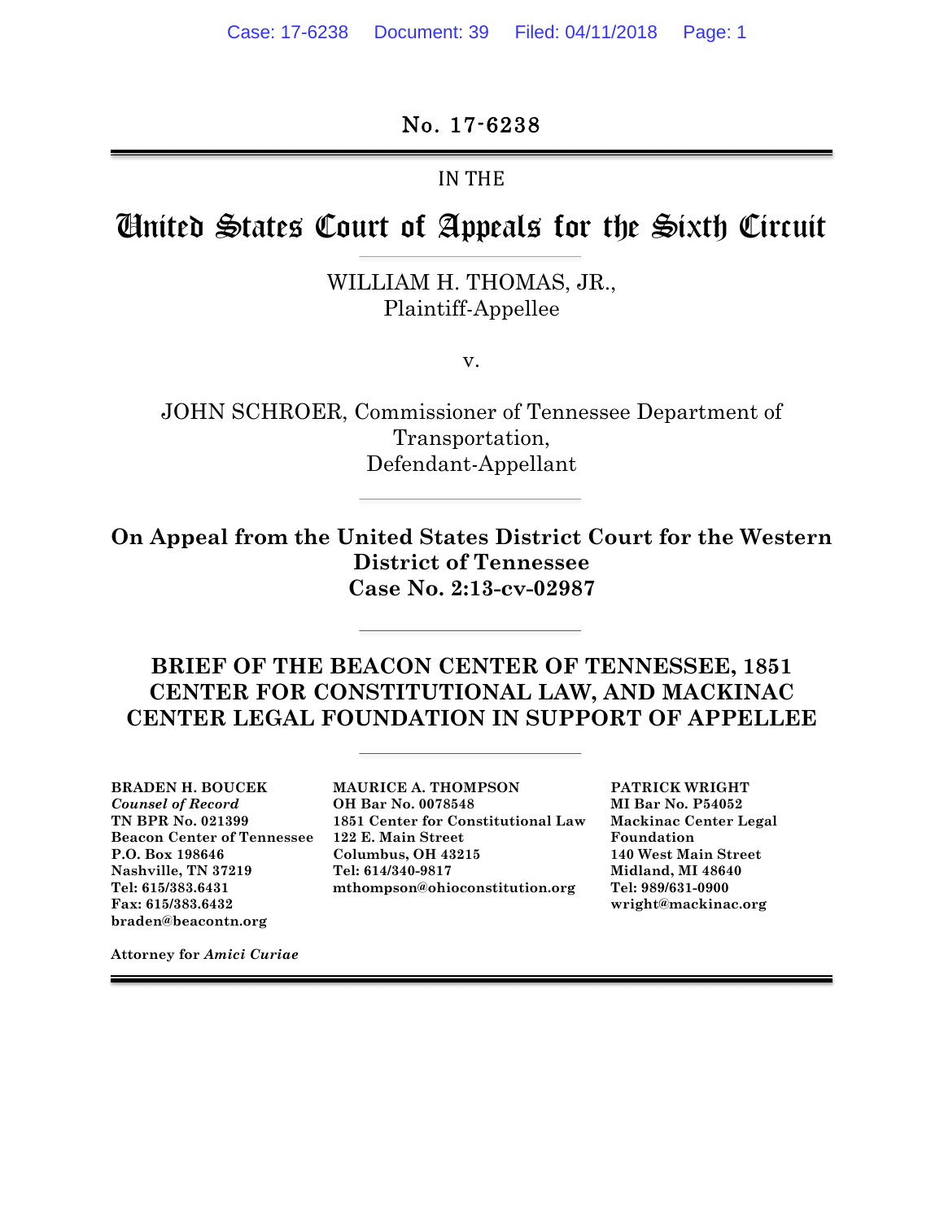No. 17-6238

IN THE

# United States Court of Appeals for the Sixth Circuit

WILLIAM H. THOMAS, JR.,
Plaintiff-Appellee

v.

JOHN SCHROER, Commissioner of Tennessee Department of Transportation,
Defendant-Appellant

**On Appeal from the United States District Court for the Western District of Tennessee**
**Case No. 2:13-cv-02987**

## BRIEF OF THE BEACON CENTER OF TENNESSEE, 1851 CENTER FOR CONSTITUTIONAL LAW, AND MACKINAC CENTER LEGAL FOUNDATION IN SUPPORT OF APPELLEE

**BRADEN H. BOUCEK**
***Counsel of Record***
**TN BPR No. 021399**
**Beacon Center of Tennessee**
**P.O. Box 198646**
**Nashville, TN 37219**
**Tel: 615/383.6431**
**Fax: 615/383.6432**
**braden@beacontn.org**

**MAURICE A. THOMPSON**
**OH Bar No. 0078548**
**1851 Center for Constitutional Law**
**122 E. Main Street**
**Columbus, OH 43215**
**Tel: 614/340-9817**
**mthompson@ohioconstitution.org**

**PATRICK WRIGHT**
**MI Bar No. P54052**
**Mackinac Center Legal Foundation**
**140 West Main Street**
**Midland, MI 48640**
**Tel: 989/631-0900**
**wright@mackinac.org**

**Attorney for *Amici Curiae***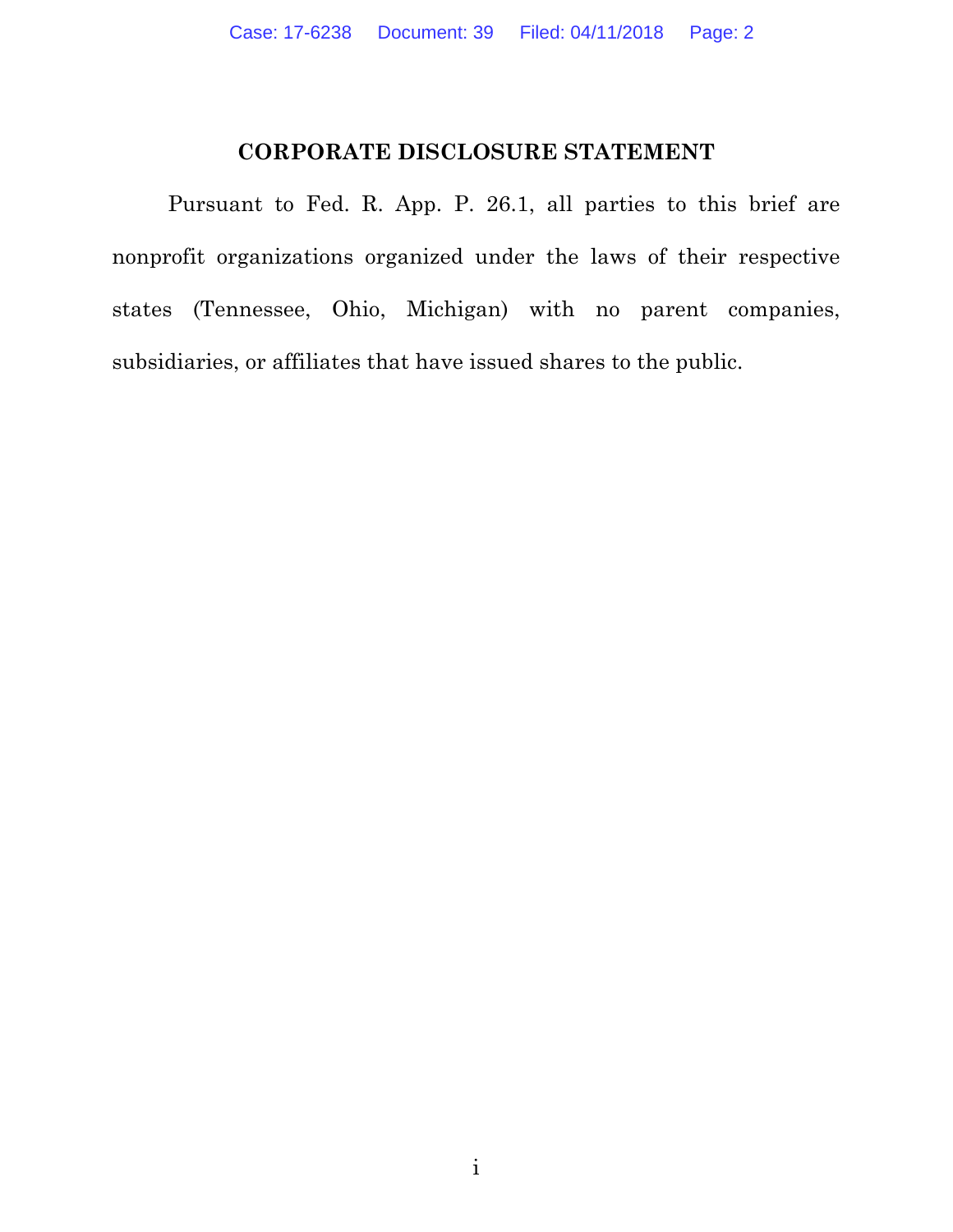## CORPORATE DISCLOSURE STATEMENT

Pursuant to Fed. R. App. P. 26.1, all parties to this brief are nonprofit organizations organized under the laws of their respective states (Tennessee, Ohio, Michigan) with no parent companies, subsidiaries, or affiliates that have issued shares to the public.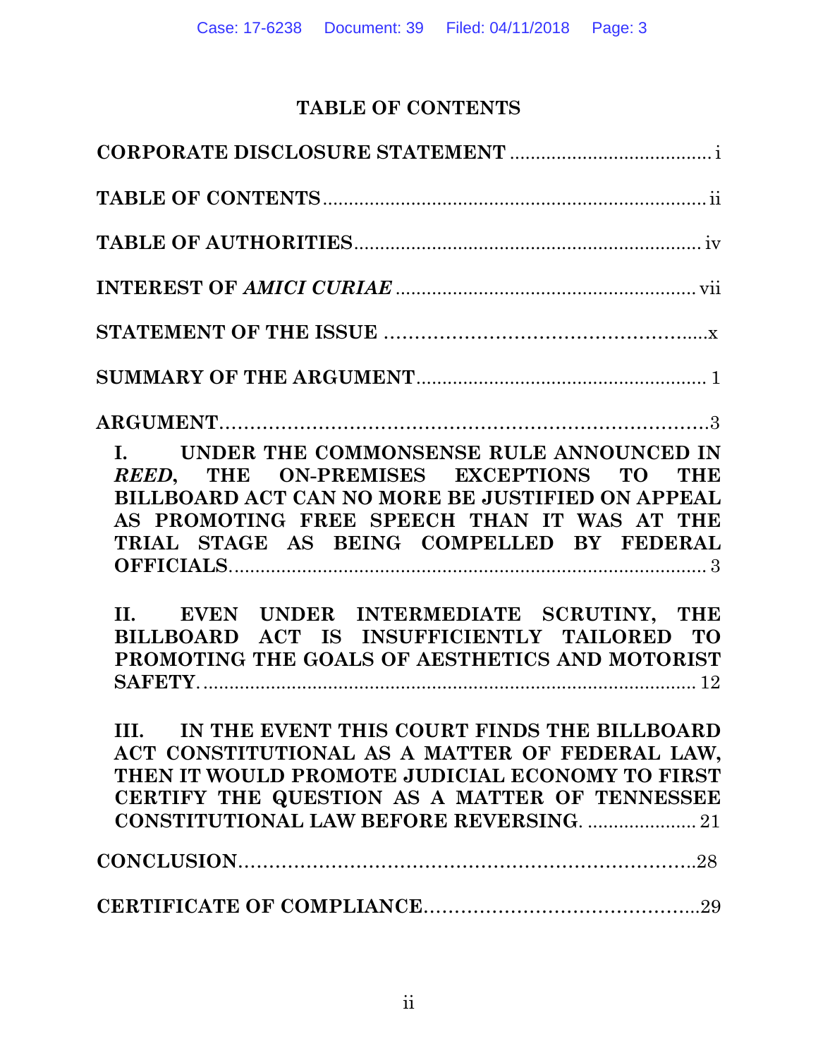# TABLE OF CONTENTS

**CORPORATE DISCLOSURE STATEMENT** ....................................... i

**TABLE OF CONTENTS** .......................................................................... ii

**TABLE OF AUTHORITIES** .................................................................. iv

**INTEREST OF *AMICI CURIAE*** ......................................................... vii

**STATEMENT OF THE ISSUE** .......................................................x

**SUMMARY OF THE ARGUMENT** ....................................................... 1

**ARGUMENT** .........................................................................3

**I. UNDER THE COMMONSENSE RULE ANNOUNCED IN *REED*, THE ON-PREMISES EXCEPTIONS TO THE BILLBOARD ACT CAN NO MORE BE JUSTIFIED ON APPEAL AS PROMOTING FREE SPEECH THAN IT WAS AT THE TRIAL STAGE AS BEING COMPELLED BY FEDERAL OFFICIALS.** ............................................................................. 3

**II. EVEN UNDER INTERMEDIATE SCRUTINY, THE BILLBOARD ACT IS INSUFFICIENTLY TAILORED TO PROMOTING THE GOALS OF AESTHETICS AND MOTORIST SAFETY.** ................................................................................ 12

**III. IN THE EVENT THIS COURT FINDS THE BILLBOARD ACT CONSTITUTIONAL AS A MATTER OF FEDERAL LAW, THEN IT WOULD PROMOTE JUDICIAL ECONOMY TO FIRST CERTIFY THE QUESTION AS A MATTER OF TENNESSEE CONSTITUTIONAL LAW BEFORE REVERSING.** ..................... 21

**CONCLUSION** ........................................................................28

**CERTIFICATE OF COMPLIANCE** ............................................29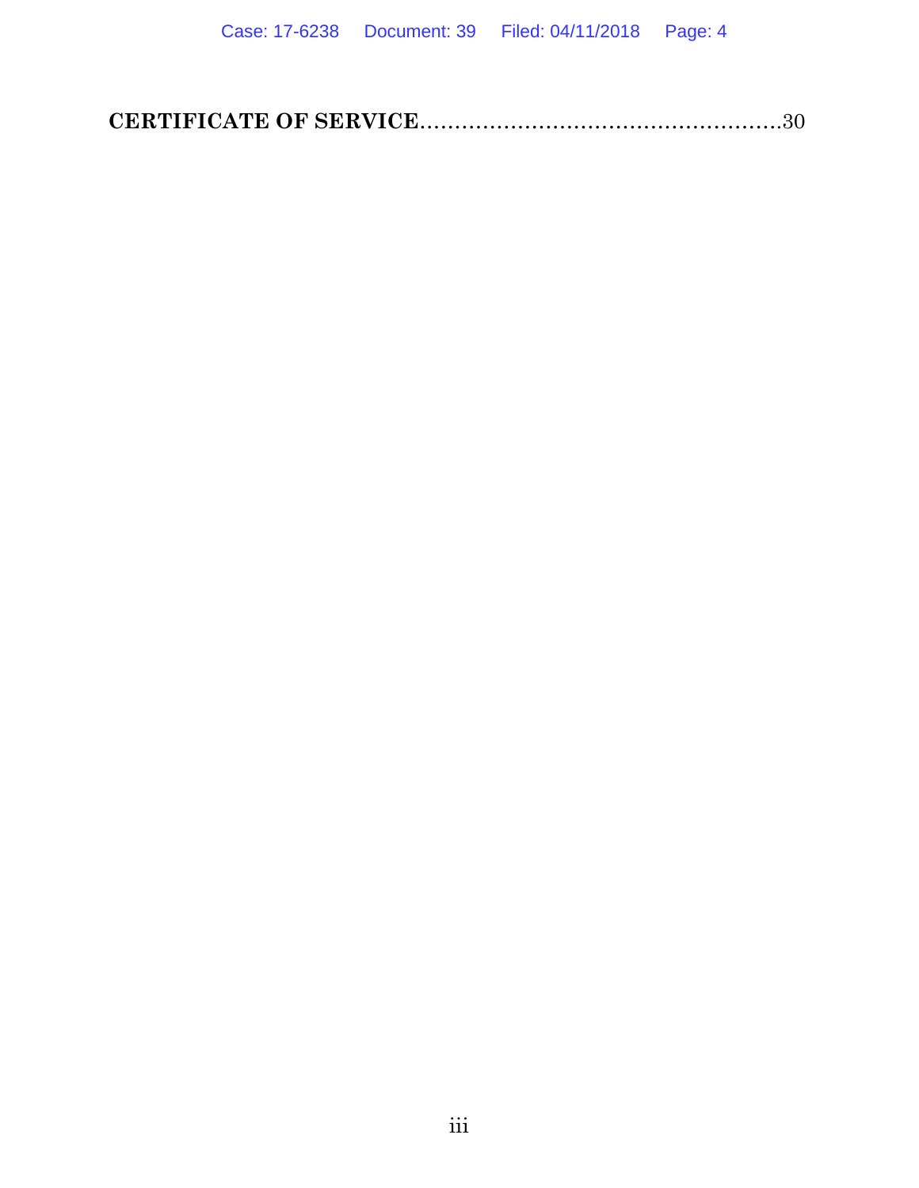**CERTIFICATE OF SERVICE**......................................................30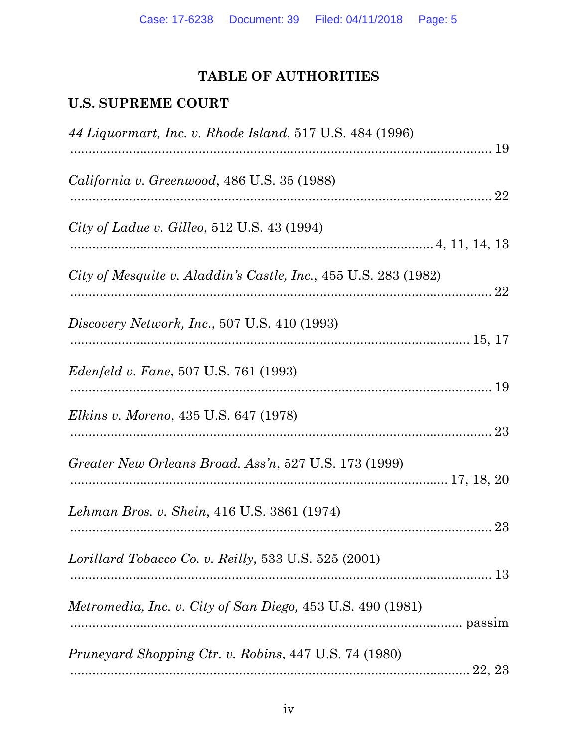# TABLE OF AUTHORITIES

## U.S. SUPREME COURT

*44 Liquormart, Inc. v. Rhode Island*, 517 U.S. 484 (1996) ............................................................ 19

*California v. Greenwood*, 486 U.S. 35 (1988) ............................................................ 22

*City of Ladue v. Gilleo*, 512 U.S. 43 (1994) ............................................................ 4, 11, 14, 13

*City of Mesquite v. Aladdin's Castle, Inc.*, 455 U.S. 283 (1982) ............................................................ 22

*Discovery Network, Inc.*, 507 U.S. 410 (1993) ............................................................ 15, 17

*Edenfeld v. Fane*, 507 U.S. 761 (1993) ............................................................ 19

*Elkins v. Moreno*, 435 U.S. 647 (1978) ............................................................ 23

*Greater New Orleans Broad. Ass'n*, 527 U.S. 173 (1999) ............................................................ 17, 18, 20

*Lehman Bros. v. Shein*, 416 U.S. 3861 (1974) ............................................................ 23

*Lorillard Tobacco Co. v. Reilly*, 533 U.S. 525 (2001) ............................................................ 13

*Metromedia, Inc. v. City of San Diego,* 453 U.S. 490 (1981) ............................................................ passim

*Pruneyard Shopping Ctr. v. Robins*, 447 U.S. 74 (1980) ............................................................ 22, 23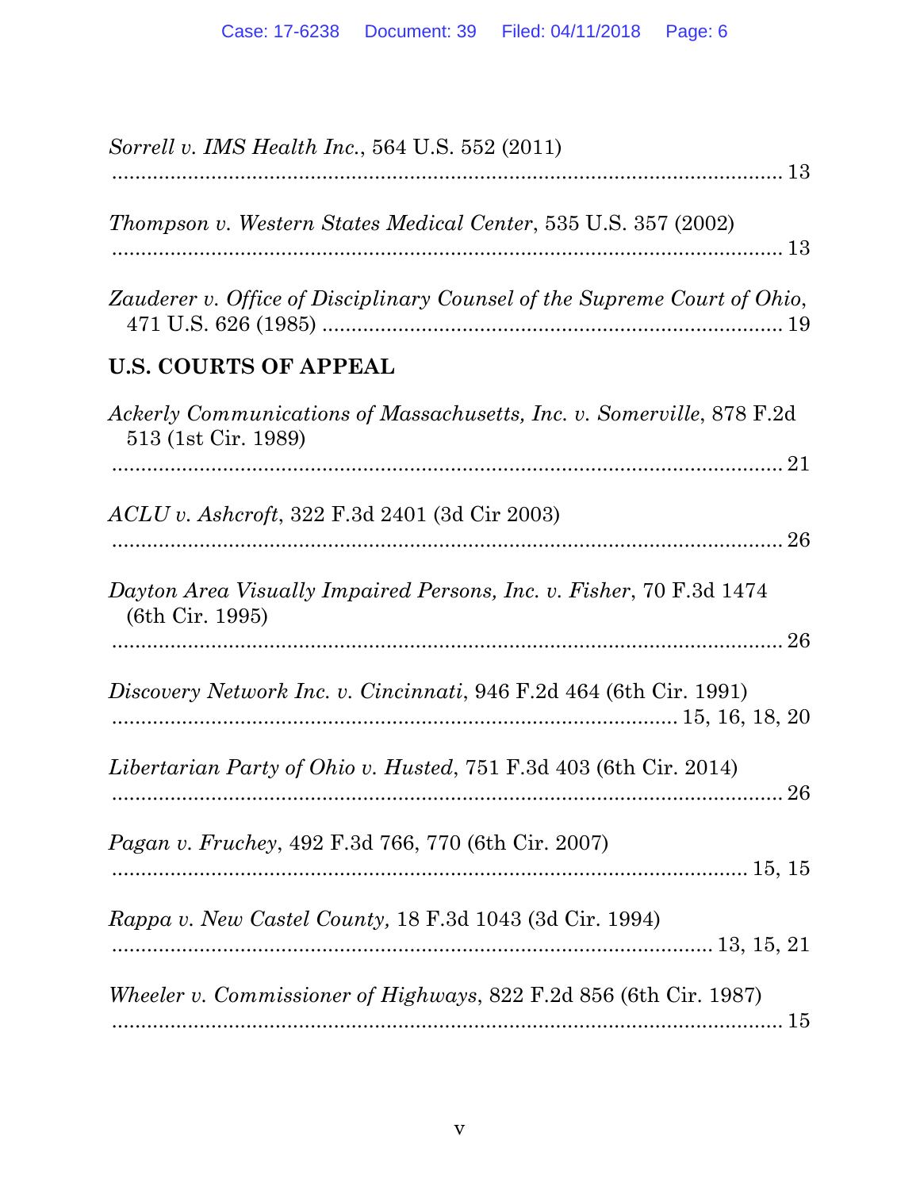*Sorrell v. IMS Health Inc.*, 564 U.S. 552 (2011) ............................................................................................................. 13

*Thompson v. Western States Medical Center*, 535 U.S. 357 (2002) ............................................................................................................. 13

*Zauderer v. Office of Disciplinary Counsel of the Supreme Court of Ohio*, 471 U.S. 626 (1985) ............................................................................... 19

## U.S. COURTS OF APPEAL

*Ackerly Communications of Massachusetts, Inc. v. Somerville*, 878 F.2d 513 (1st Cir. 1989) ............................................................................................................. 21

*ACLU v. Ashcroft*, 322 F.3d 2401 (3d Cir 2003) ............................................................................................................. 26

*Dayton Area Visually Impaired Persons, Inc. v. Fisher*, 70 F.3d 1474 (6th Cir. 1995) ............................................................................................................. 26

*Discovery Network Inc. v. Cincinnati*, 946 F.2d 464 (6th Cir. 1991) ............................................................................................ 15, 16, 18, 20

*Libertarian Party of Ohio v. Husted*, 751 F.3d 403 (6th Cir. 2014) ............................................................................................................. 26

*Pagan v. Fruchey*, 492 F.3d 766, 770 (6th Cir. 2007) ............................................................................................................. 15, 15

*Rappa v. New Castel County,* 18 F.3d 1043 (3d Cir. 1994) ............................................................................................................. 13, 15, 21

*Wheeler v. Commissioner of Highways*, 822 F.2d 856 (6th Cir. 1987) ............................................................................................................. 15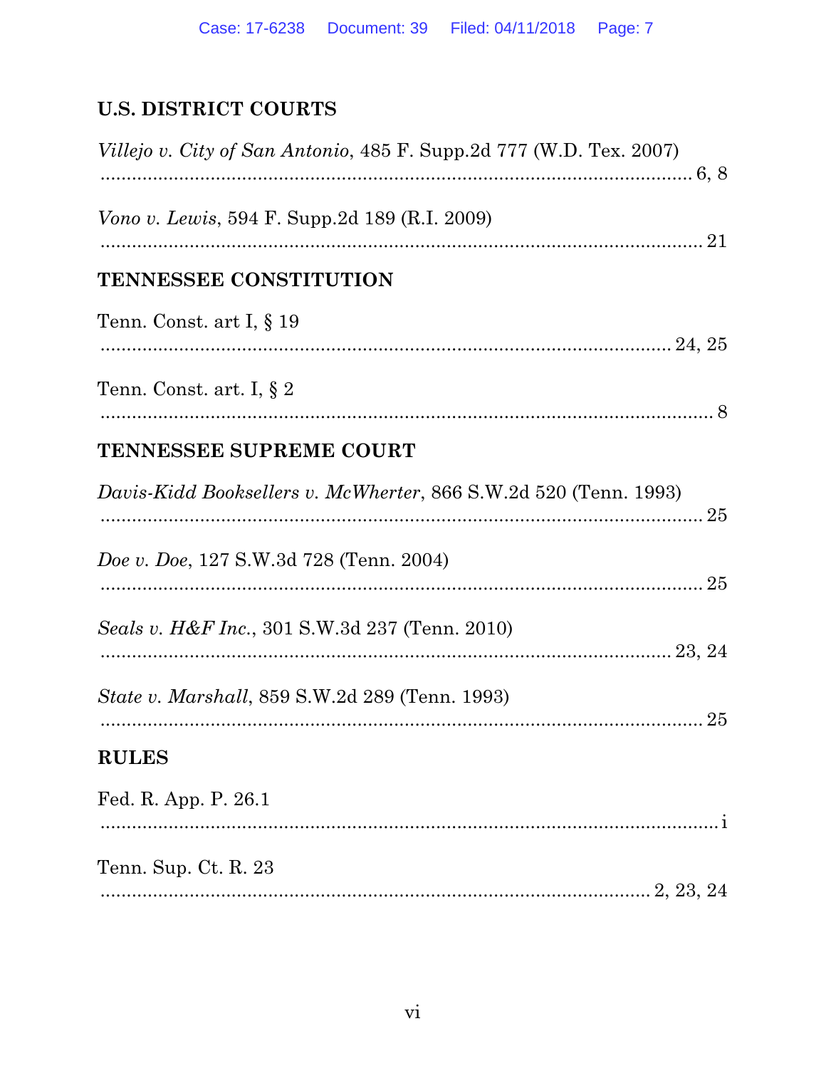## U.S. DISTRICT COURTS

*Villejo v. City of San Antonio*, 485 F. Supp.2d 777 (W.D. Tex. 2007) ............................................................ 6, 8

*Vono v. Lewis*, 594 F. Supp.2d 189 (R.I. 2009) ............................................................ 21

## TENNESSEE CONSTITUTION

Tenn. Const. art I, § 19 ............................................................ 24, 25

Tenn. Const. art. I, § 2 ............................................................ 8

## TENNESSEE SUPREME COURT

*Davis-Kidd Booksellers v. McWherter*, 866 S.W.2d 520 (Tenn. 1993) ............................................................ 25

*Doe v. Doe*, 127 S.W.3d 728 (Tenn. 2004) ............................................................ 25

*Seals v. H&F Inc.*, 301 S.W.3d 237 (Tenn. 2010) ............................................................ 23, 24

*State v. Marshall*, 859 S.W.2d 289 (Tenn. 1993) ............................................................ 25

## RULES

Fed. R. App. P. 26.1 ............................................................ i

Tenn. Sup. Ct. R. 23 ............................................................ 2, 23, 24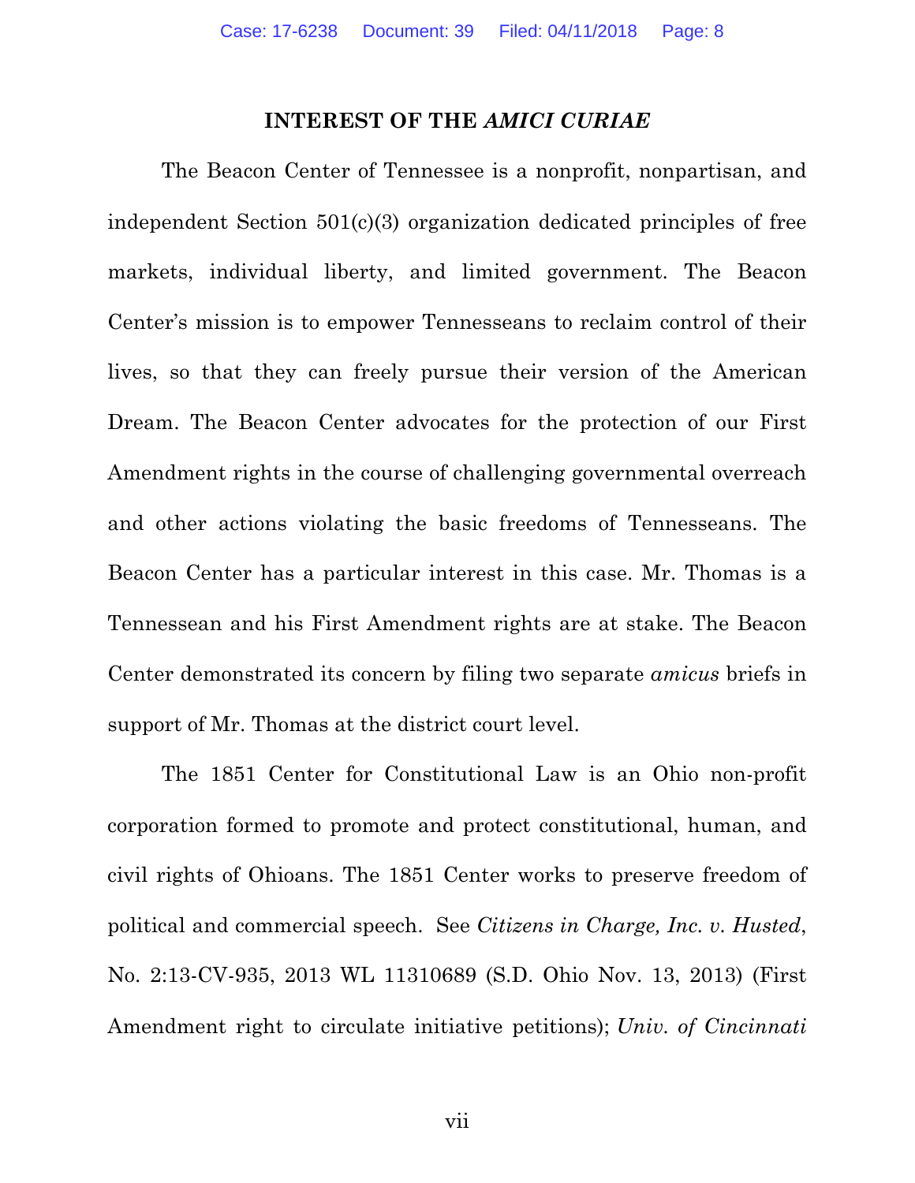## INTEREST OF THE *AMICI CURIAE*

The Beacon Center of Tennessee is a nonprofit, nonpartisan, and independent Section 501(c)(3) organization dedicated principles of free markets, individual liberty, and limited government. The Beacon Center's mission is to empower Tennesseans to reclaim control of their lives, so that they can freely pursue their version of the American Dream. The Beacon Center advocates for the protection of our First Amendment rights in the course of challenging governmental overreach and other actions violating the basic freedoms of Tennesseans. The Beacon Center has a particular interest in this case. Mr. Thomas is a Tennessean and his First Amendment rights are at stake. The Beacon Center demonstrated its concern by filing two separate *amicus* briefs in support of Mr. Thomas at the district court level.

The 1851 Center for Constitutional Law is an Ohio non-profit corporation formed to promote and protect constitutional, human, and civil rights of Ohioans. The 1851 Center works to preserve freedom of political and commercial speech. See *Citizens in Charge, Inc. v. Husted*, No. 2:13-CV-935, 2013 WL 11310689 (S.D. Ohio Nov. 13, 2013) (First Amendment right to circulate initiative petitions); *Univ. of Cincinnati*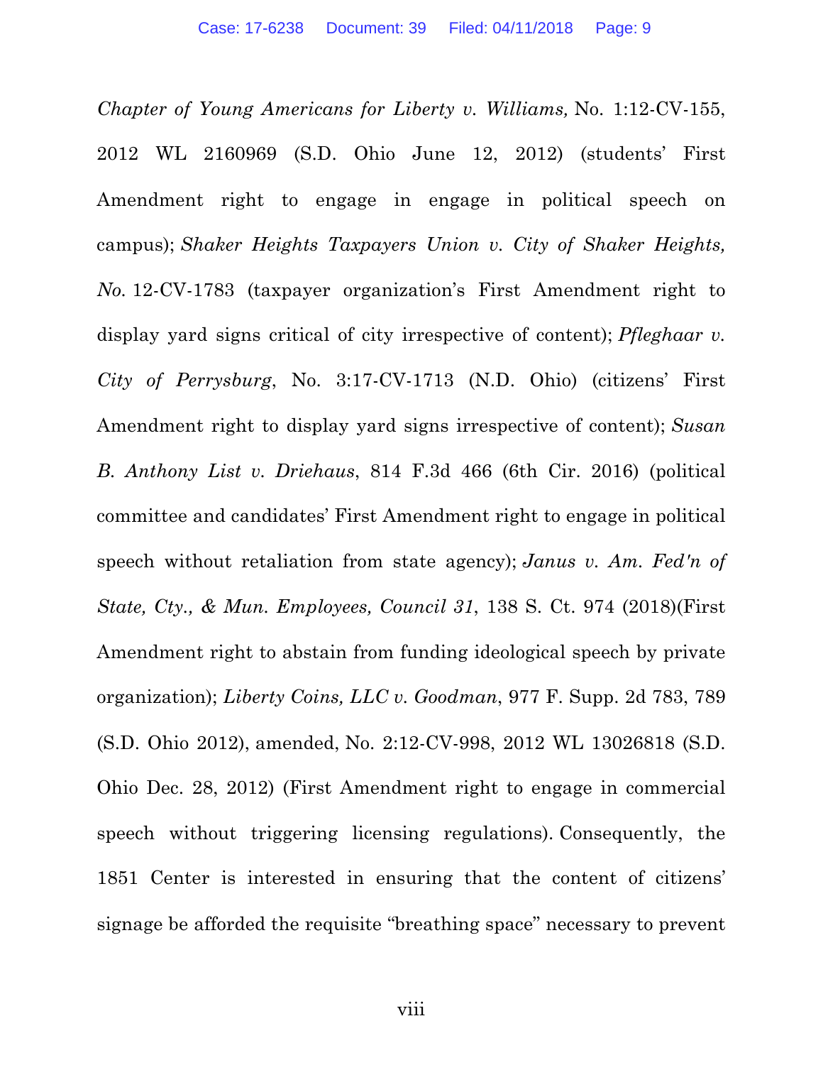*Chapter of Young Americans for Liberty v. Williams,* No. 1:12-CV-155, 2012 WL 2160969 (S.D. Ohio June 12, 2012) (students' First Amendment right to engage in engage in political speech on campus); *Shaker Heights Taxpayers Union v. City of Shaker Heights, No.* 12-CV-1783 (taxpayer organization's First Amendment right to display yard signs critical of city irrespective of content); *Pfleghaar v. City of Perrysburg*, No. 3:17-CV-1713 (N.D. Ohio) (citizens' First Amendment right to display yard signs irrespective of content); *Susan B. Anthony List v. Driehaus*, 814 F.3d 466 (6th Cir. 2016) (political committee and candidates' First Amendment right to engage in political speech without retaliation from state agency); *Janus v. Am. Fed'n of State, Cty., & Mun. Employees, Council 31*, 138 S. Ct. 974 (2018)(First Amendment right to abstain from funding ideological speech by private organization); *Liberty Coins, LLC v. Goodman*, 977 F. Supp. 2d 783, 789 (S.D. Ohio 2012), amended, No. 2:12-CV-998, 2012 WL 13026818 (S.D. Ohio Dec. 28, 2012) (First Amendment right to engage in commercial speech without triggering licensing regulations). Consequently, the 1851 Center is interested in ensuring that the content of citizens' signage be afforded the requisite "breathing space" necessary to prevent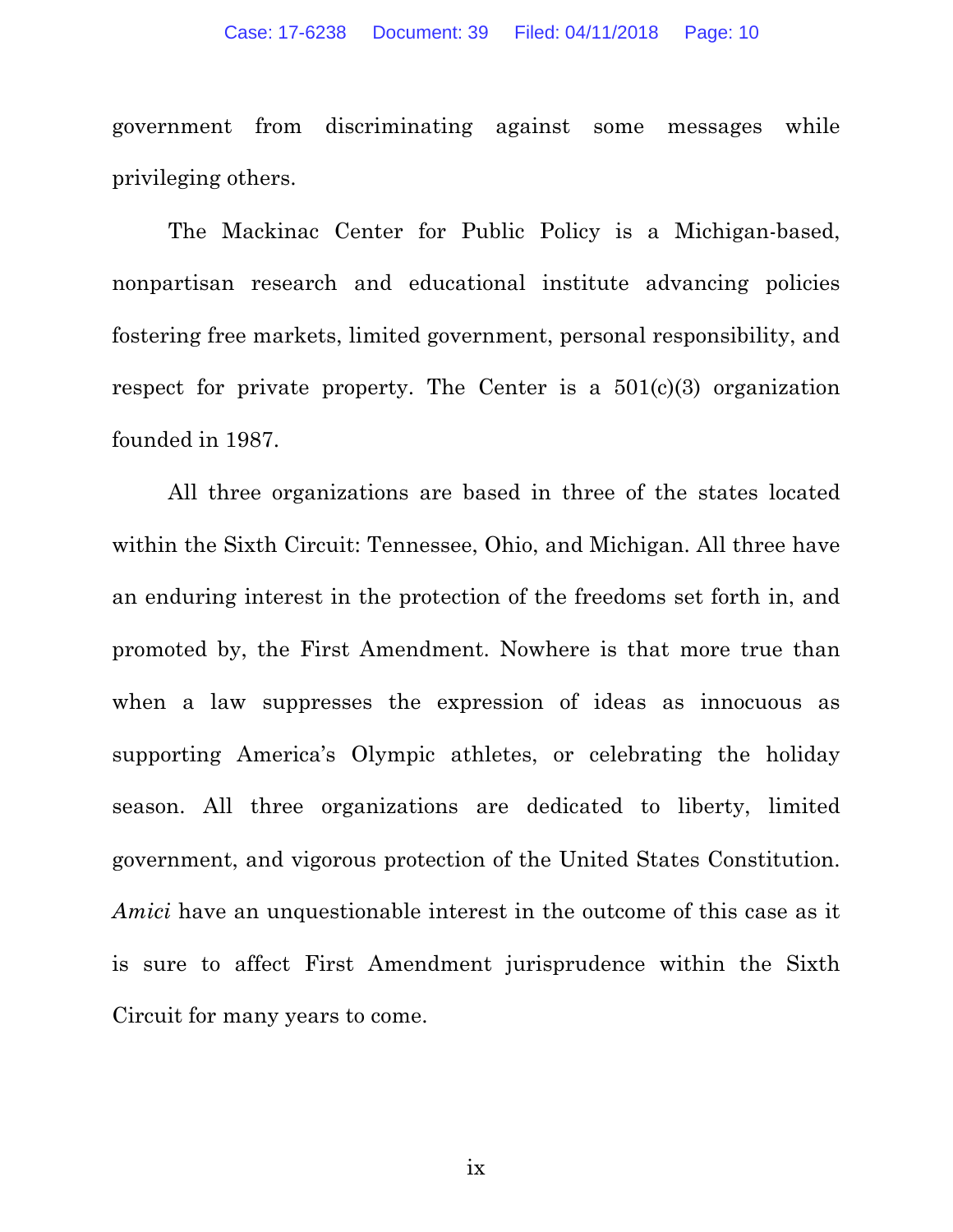government from discriminating against some messages while privileging others.

The Mackinac Center for Public Policy is a Michigan-based, nonpartisan research and educational institute advancing policies fostering free markets, limited government, personal responsibility, and respect for private property. The Center is a 501(c)(3) organization founded in 1987.

All three organizations are based in three of the states located within the Sixth Circuit: Tennessee, Ohio, and Michigan. All three have an enduring interest in the protection of the freedoms set forth in, and promoted by, the First Amendment. Nowhere is that more true than when a law suppresses the expression of ideas as innocuous as supporting America's Olympic athletes, or celebrating the holiday season. All three organizations are dedicated to liberty, limited government, and vigorous protection of the United States Constitution. *Amici* have an unquestionable interest in the outcome of this case as it is sure to affect First Amendment jurisprudence within the Sixth Circuit for many years to come.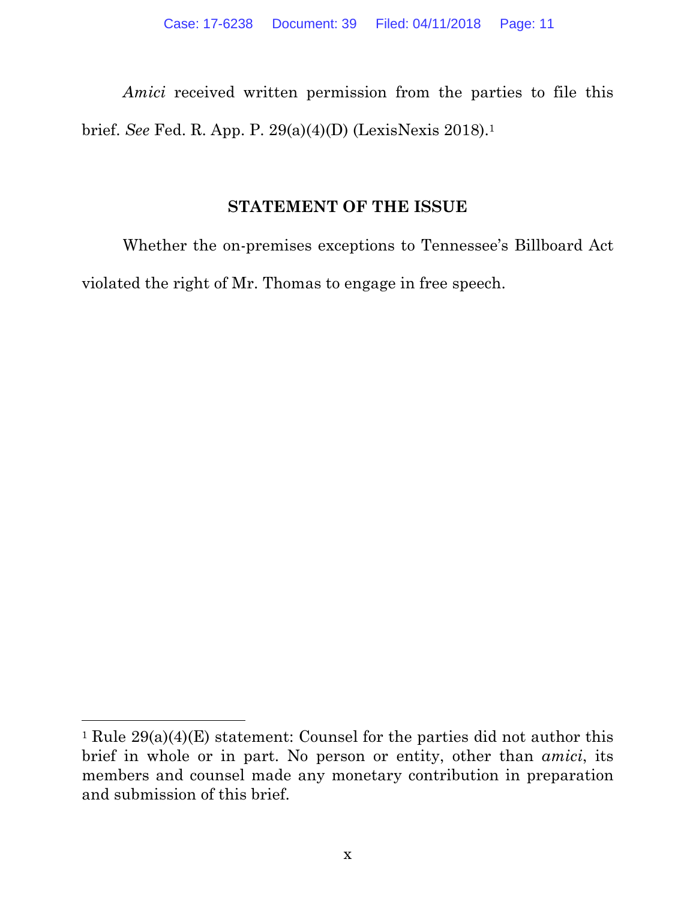*Amici* received written permission from the parties to file this brief. *See* Fed. R. App. P. 29(a)(4)(D) (LexisNexis 2018).[1]

## STATEMENT OF THE ISSUE

Whether the on-premises exceptions to Tennessee's Billboard Act violated the right of Mr. Thomas to engage in free speech.

---

[1] Rule 29(a)(4)(E) statement: Counsel for the parties did not author this brief in whole or in part. No person or entity, other than *amici*, its members and counsel made any monetary contribution in preparation and submission of this brief.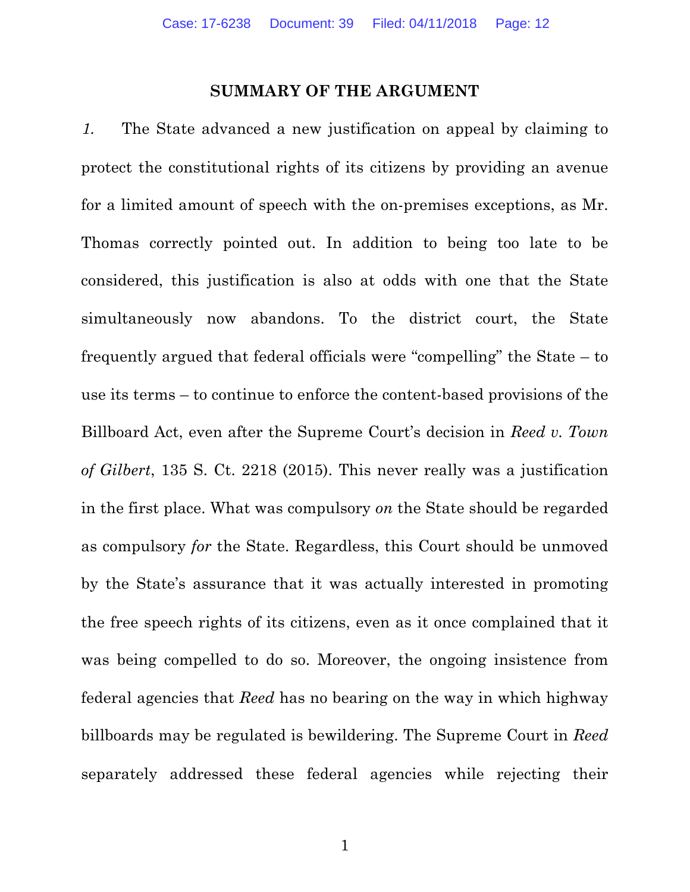## SUMMARY OF THE ARGUMENT

*1.* The State advanced a new justification on appeal by claiming to protect the constitutional rights of its citizens by providing an avenue for a limited amount of speech with the on-premises exceptions, as Mr. Thomas correctly pointed out. In addition to being too late to be considered, this justification is also at odds with one that the State simultaneously now abandons. To the district court, the State frequently argued that federal officials were "compelling" the State – to use its terms – to continue to enforce the content-based provisions of the Billboard Act, even after the Supreme Court's decision in *Reed v. Town of Gilbert*, 135 S. Ct. 2218 (2015). This never really was a justification in the first place. What was compulsory *on* the State should be regarded as compulsory *for* the State. Regardless, this Court should be unmoved by the State's assurance that it was actually interested in promoting the free speech rights of its citizens, even as it once complained that it was being compelled to do so. Moreover, the ongoing insistence from federal agencies that *Reed* has no bearing on the way in which highway billboards may be regulated is bewildering. The Supreme Court in *Reed* separately addressed these federal agencies while rejecting their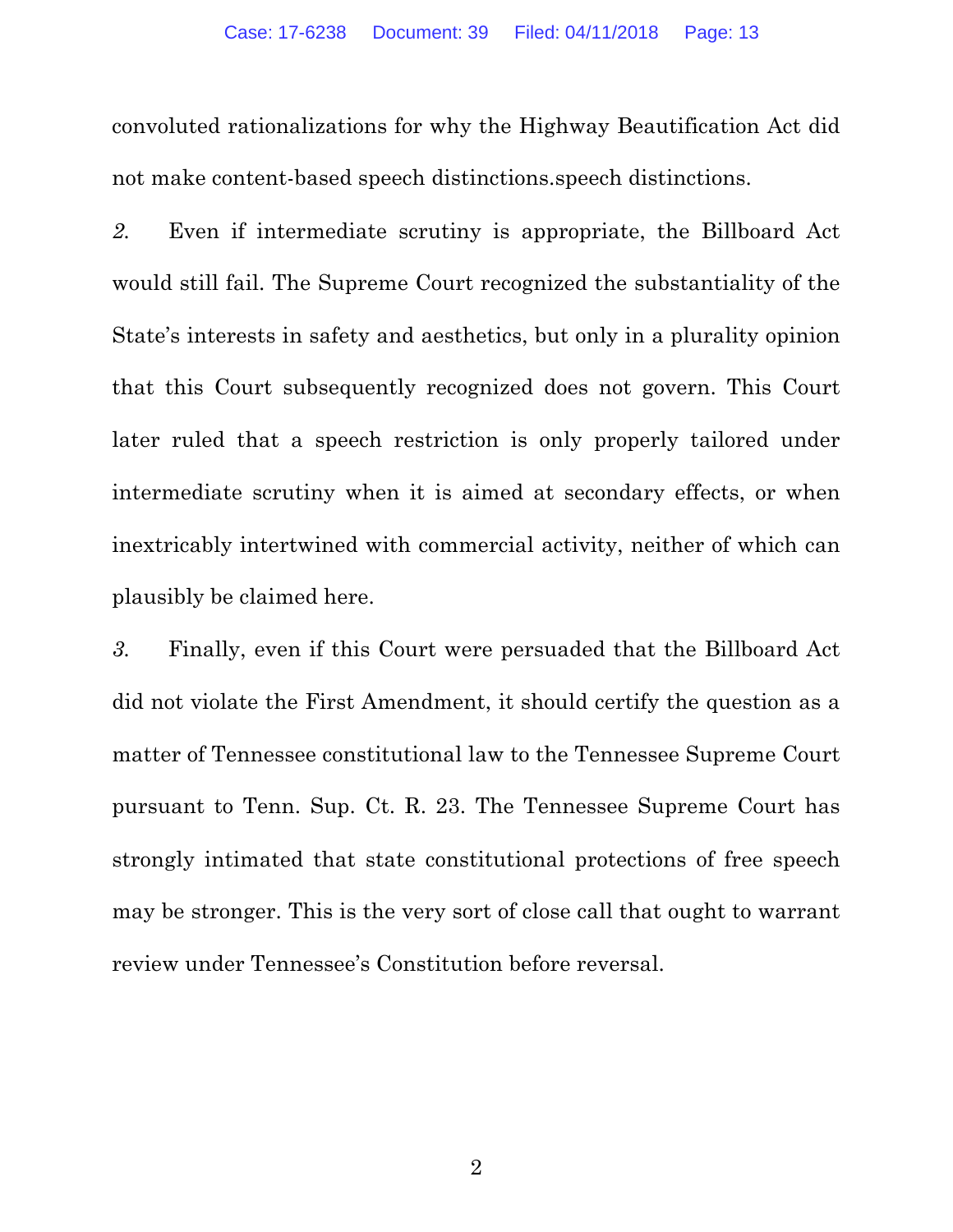convoluted rationalizations for why the Highway Beautification Act did not make content-based speech distinctions.speech distinctions.

*2.* Even if intermediate scrutiny is appropriate, the Billboard Act would still fail. The Supreme Court recognized the substantiality of the State's interests in safety and aesthetics, but only in a plurality opinion that this Court subsequently recognized does not govern. This Court later ruled that a speech restriction is only properly tailored under intermediate scrutiny when it is aimed at secondary effects, or when inextricably intertwined with commercial activity, neither of which can plausibly be claimed here.

*3.* Finally, even if this Court were persuaded that the Billboard Act did not violate the First Amendment, it should certify the question as a matter of Tennessee constitutional law to the Tennessee Supreme Court pursuant to Tenn. Sup. Ct. R. 23. The Tennessee Supreme Court has strongly intimated that state constitutional protections of free speech may be stronger. This is the very sort of close call that ought to warrant review under Tennessee's Constitution before reversal.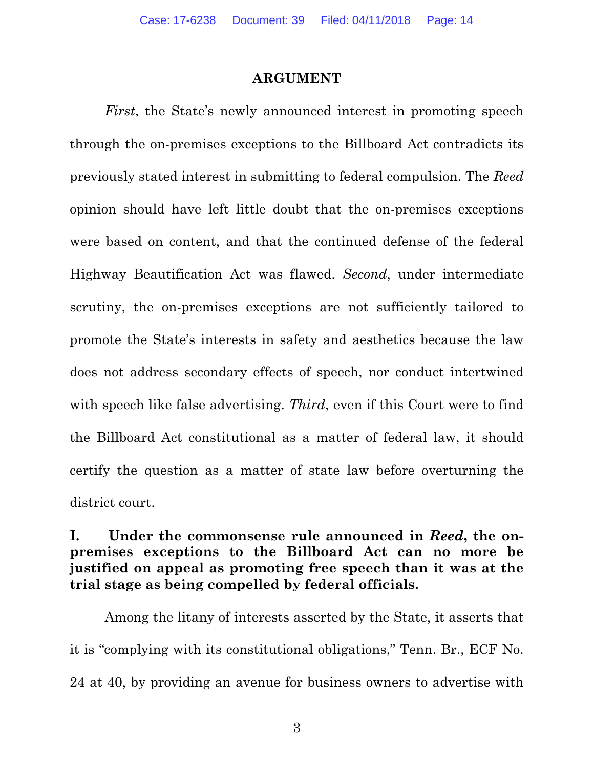## ARGUMENT

*First*, the State's newly announced interest in promoting speech through the on-premises exceptions to the Billboard Act contradicts its previously stated interest in submitting to federal compulsion. The *Reed* opinion should have left little doubt that the on-premises exceptions were based on content, and that the continued defense of the federal Highway Beautification Act was flawed. *Second*, under intermediate scrutiny, the on-premises exceptions are not sufficiently tailored to promote the State's interests in safety and aesthetics because the law does not address secondary effects of speech, nor conduct intertwined with speech like false advertising. *Third*, even if this Court were to find the Billboard Act constitutional as a matter of federal law, it should certify the question as a matter of state law before overturning the district court.

### I. Under the commonsense rule announced in *Reed*, the on-premises exceptions to the Billboard Act can no more be justified on appeal as promoting free speech than it was at the trial stage as being compelled by federal officials.

Among the litany of interests asserted by the State, it asserts that it is "complying with its constitutional obligations," Tenn. Br., ECF No. 24 at 40, by providing an avenue for business owners to advertise with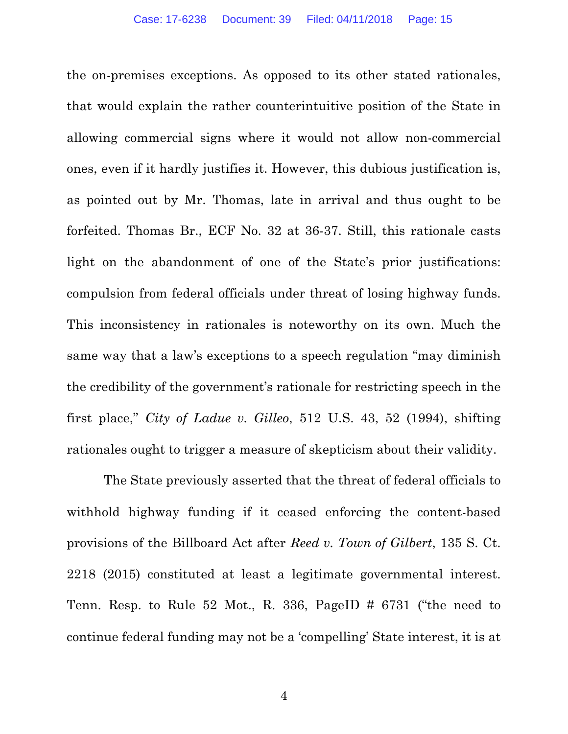the on-premises exceptions. As opposed to its other stated rationales, that would explain the rather counterintuitive position of the State in allowing commercial signs where it would not allow non-commercial ones, even if it hardly justifies it. However, this dubious justification is, as pointed out by Mr. Thomas, late in arrival and thus ought to be forfeited. Thomas Br., ECF No. 32 at 36-37. Still, this rationale casts light on the abandonment of one of the State's prior justifications: compulsion from federal officials under threat of losing highway funds. This inconsistency in rationales is noteworthy on its own. Much the same way that a law's exceptions to a speech regulation "may diminish the credibility of the government's rationale for restricting speech in the first place," *City of Ladue v. Gilleo*, 512 U.S. 43, 52 (1994), shifting rationales ought to trigger a measure of skepticism about their validity.

The State previously asserted that the threat of federal officials to withhold highway funding if it ceased enforcing the content-based provisions of the Billboard Act after *Reed v. Town of Gilbert*, 135 S. Ct. 2218 (2015) constituted at least a legitimate governmental interest. Tenn. Resp. to Rule 52 Mot., R. 336, PageID # 6731 ("the need to continue federal funding may not be a 'compelling' State interest, it is at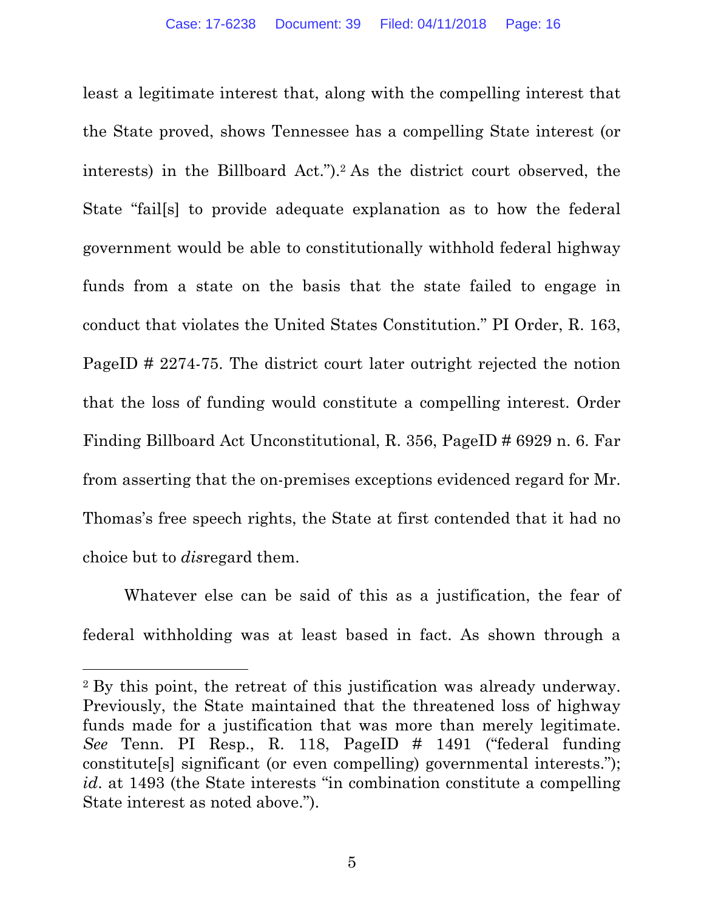least a legitimate interest that, along with the compelling interest that the State proved, shows Tennessee has a compelling State interest (or interests) in the Billboard Act.").[2] As the district court observed, the State "fail[s] to provide adequate explanation as to how the federal government would be able to constitutionally withhold federal highway funds from a state on the basis that the state failed to engage in conduct that violates the United States Constitution." PI Order, R. 163, PageID # 2274-75. The district court later outright rejected the notion that the loss of funding would constitute a compelling interest. Order Finding Billboard Act Unconstitutional, R. 356, PageID # 6929 n. 6. Far from asserting that the on-premises exceptions evidenced regard for Mr. Thomas's free speech rights, the State at first contended that it had no choice but to *dis*regard them.

Whatever else can be said of this as a justification, the fear of federal withholding was at least based in fact. As shown through a

---

[2] By this point, the retreat of this justification was already underway. Previously, the State maintained that the threatened loss of highway funds made for a justification that was more than merely legitimate. *See* Tenn. PI Resp., R. 118, PageID # 1491 ("federal funding constitute[s] significant (or even compelling) governmental interests."); *id*. at 1493 (the State interests "in combination constitute a compelling State interest as noted above.").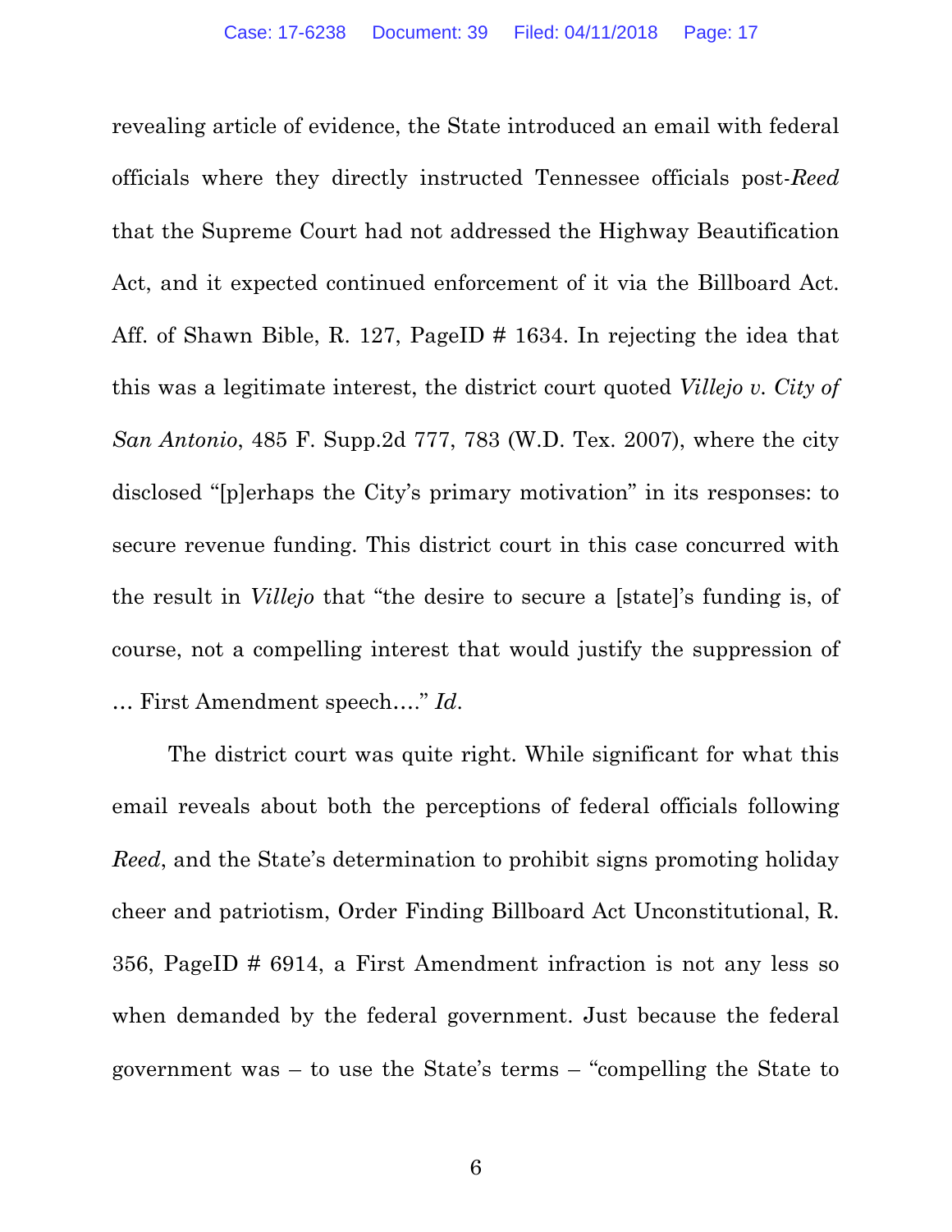revealing article of evidence, the State introduced an email with federal officials where they directly instructed Tennessee officials post-*Reed* that the Supreme Court had not addressed the Highway Beautification Act, and it expected continued enforcement of it via the Billboard Act. Aff. of Shawn Bible, R. 127, PageID # 1634. In rejecting the idea that this was a legitimate interest, the district court quoted *Villejo v. City of San Antonio*, 485 F. Supp.2d 777, 783 (W.D. Tex. 2007), where the city disclosed "[p]erhaps the City's primary motivation" in its responses: to secure revenue funding. This district court in this case concurred with the result in *Villejo* that "the desire to secure a [state]'s funding is, of course, not a compelling interest that would justify the suppression of … First Amendment speech…." *Id*.

The district court was quite right. While significant for what this email reveals about both the perceptions of federal officials following *Reed*, and the State's determination to prohibit signs promoting holiday cheer and patriotism, Order Finding Billboard Act Unconstitutional, R. 356, PageID # 6914, a First Amendment infraction is not any less so when demanded by the federal government. Just because the federal government was – to use the State's terms – "compelling the State to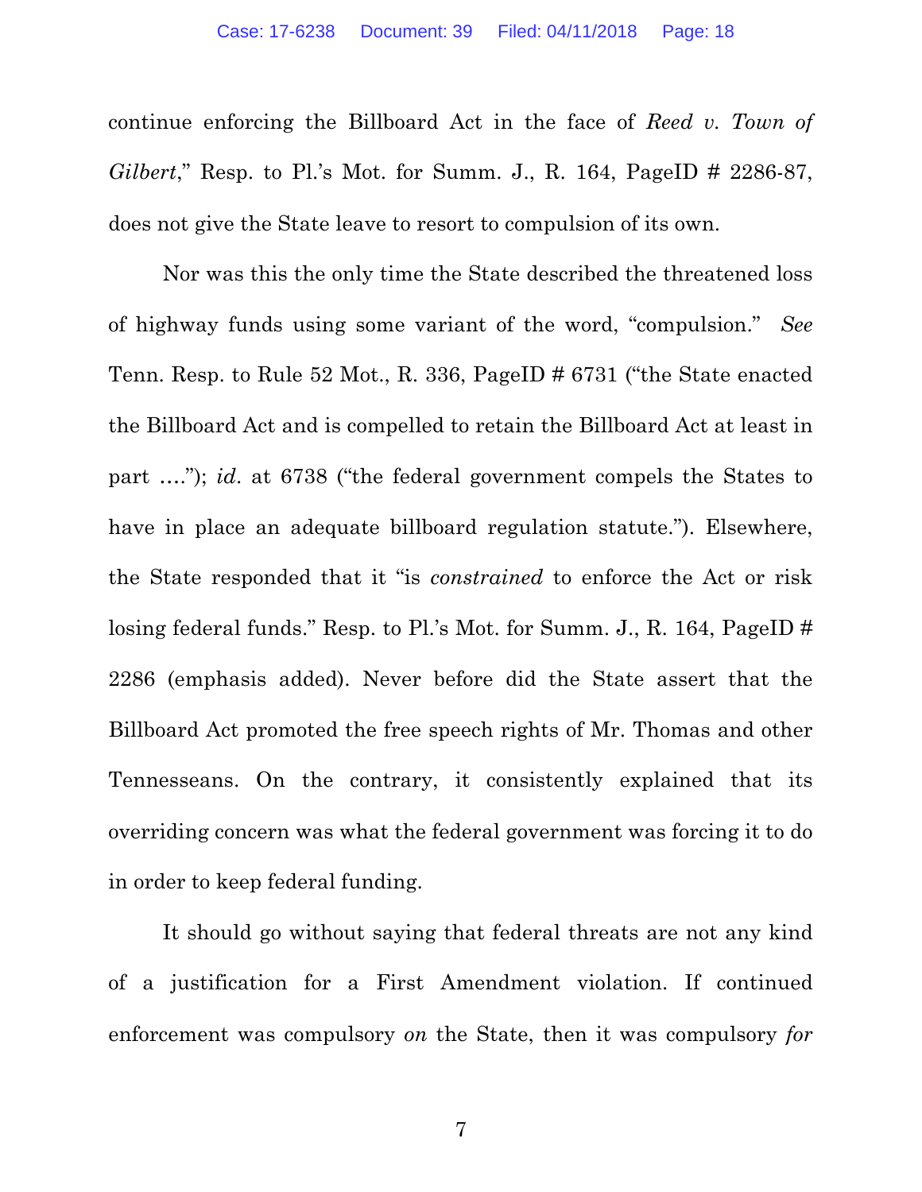continue enforcing the Billboard Act in the face of *Reed v. Town of Gilbert*," Resp. to Pl.'s Mot. for Summ. J., R. 164, PageID # 2286-87, does not give the State leave to resort to compulsion of its own.

Nor was this the only time the State described the threatened loss of highway funds using some variant of the word, "compulsion." *See* Tenn. Resp. to Rule 52 Mot., R. 336, PageID # 6731 ("the State enacted the Billboard Act and is compelled to retain the Billboard Act at least in part …."); *id*. at 6738 ("the federal government compels the States to have in place an adequate billboard regulation statute."). Elsewhere, the State responded that it "is *constrained* to enforce the Act or risk losing federal funds." Resp. to Pl.'s Mot. for Summ. J., R. 164, PageID # 2286 (emphasis added). Never before did the State assert that the Billboard Act promoted the free speech rights of Mr. Thomas and other Tennesseans. On the contrary, it consistently explained that its overriding concern was what the federal government was forcing it to do in order to keep federal funding.

It should go without saying that federal threats are not any kind of a justification for a First Amendment violation. If continued enforcement was compulsory *on* the State, then it was compulsory *for*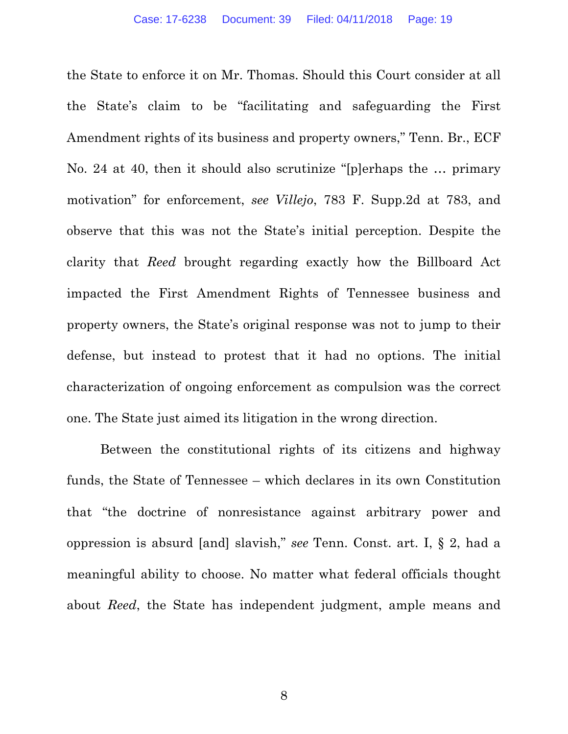the State to enforce it on Mr. Thomas. Should this Court consider at all the State's claim to be "facilitating and safeguarding the First Amendment rights of its business and property owners," Tenn. Br., ECF No. 24 at 40, then it should also scrutinize "[p]erhaps the … primary motivation" for enforcement, *see Villejo*, 783 F. Supp.2d at 783, and observe that this was not the State's initial perception. Despite the clarity that *Reed* brought regarding exactly how the Billboard Act impacted the First Amendment Rights of Tennessee business and property owners, the State's original response was not to jump to their defense, but instead to protest that it had no options. The initial characterization of ongoing enforcement as compulsion was the correct one. The State just aimed its litigation in the wrong direction.

Between the constitutional rights of its citizens and highway funds, the State of Tennessee – which declares in its own Constitution that "the doctrine of nonresistance against arbitrary power and oppression is absurd [and] slavish," *see* Tenn. Const. art. I, § 2, had a meaningful ability to choose. No matter what federal officials thought about *Reed*, the State has independent judgment, ample means and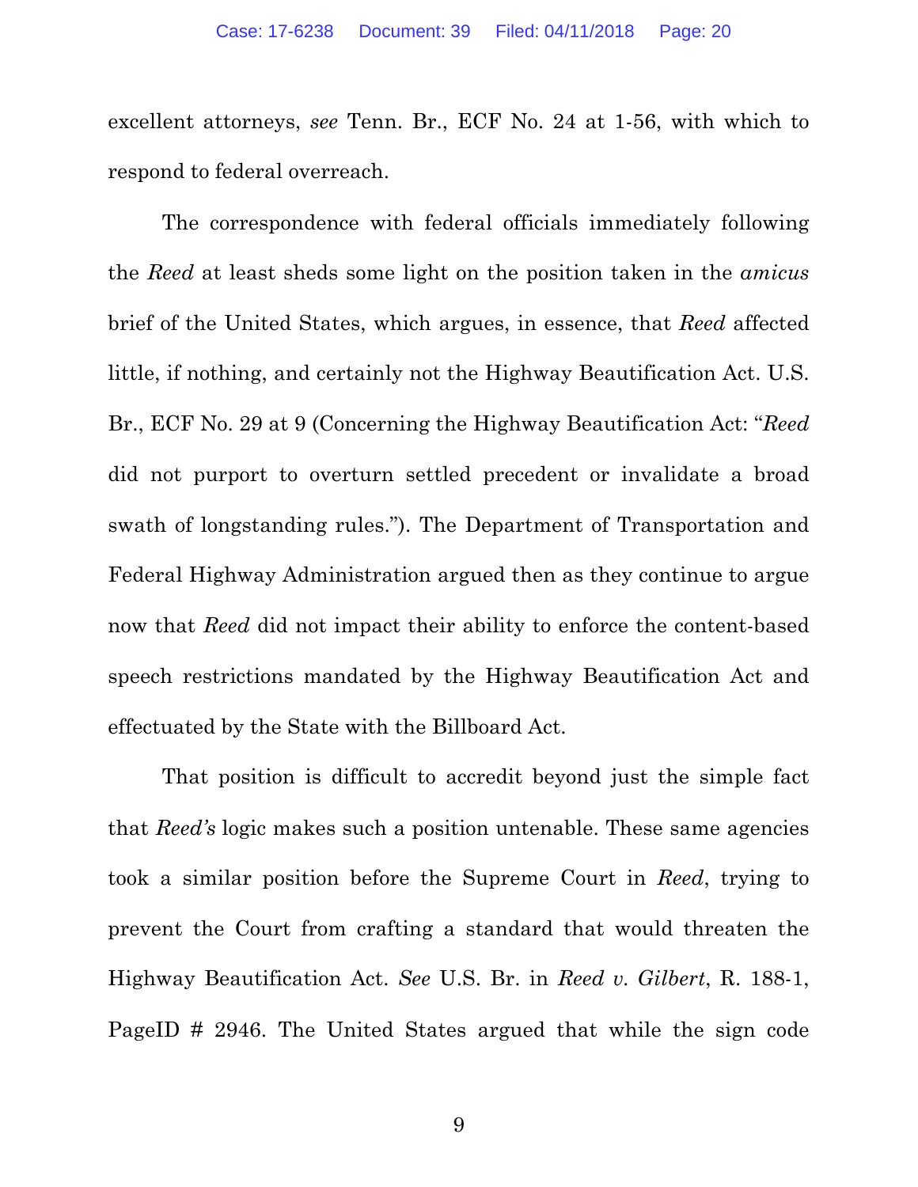excellent attorneys, *see* Tenn. Br., ECF No. 24 at 1-56, with which to respond to federal overreach.

The correspondence with federal officials immediately following the *Reed* at least sheds some light on the position taken in the *amicus* brief of the United States, which argues, in essence, that *Reed* affected little, if nothing, and certainly not the Highway Beautification Act. U.S. Br., ECF No. 29 at 9 (Concerning the Highway Beautification Act: "*Reed* did not purport to overturn settled precedent or invalidate a broad swath of longstanding rules."). The Department of Transportation and Federal Highway Administration argued then as they continue to argue now that *Reed* did not impact their ability to enforce the content-based speech restrictions mandated by the Highway Beautification Act and effectuated by the State with the Billboard Act.

That position is difficult to accredit beyond just the simple fact that *Reed's* logic makes such a position untenable. These same agencies took a similar position before the Supreme Court in *Reed*, trying to prevent the Court from crafting a standard that would threaten the Highway Beautification Act. *See* U.S. Br. in *Reed v. Gilbert*, R. 188-1, PageID # 2946. The United States argued that while the sign code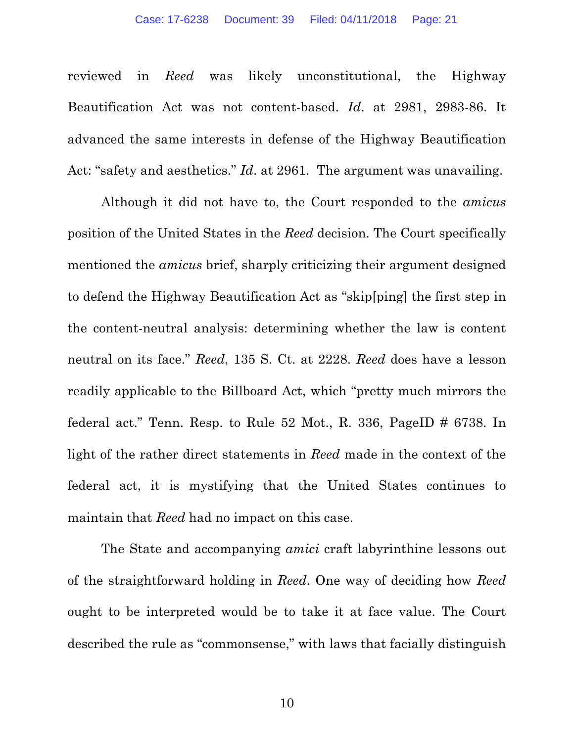reviewed in *Reed* was likely unconstitutional, the Highway Beautification Act was not content-based. *Id*. at 2981, 2983-86. It advanced the same interests in defense of the Highway Beautification Act: "safety and aesthetics." *Id*. at 2961. The argument was unavailing.

Although it did not have to, the Court responded to the *amicus* position of the United States in the *Reed* decision. The Court specifically mentioned the *amicus* brief, sharply criticizing their argument designed to defend the Highway Beautification Act as "skip[ping] the first step in the content-neutral analysis: determining whether the law is content neutral on its face." *Reed*, 135 S. Ct. at 2228. *Reed* does have a lesson readily applicable to the Billboard Act, which "pretty much mirrors the federal act." Tenn. Resp. to Rule 52 Mot., R. 336, PageID # 6738. In light of the rather direct statements in *Reed* made in the context of the federal act, it is mystifying that the United States continues to maintain that *Reed* had no impact on this case.

The State and accompanying *amici* craft labyrinthine lessons out of the straightforward holding in *Reed*. One way of deciding how *Reed* ought to be interpreted would be to take it at face value. The Court described the rule as "commonsense," with laws that facially distinguish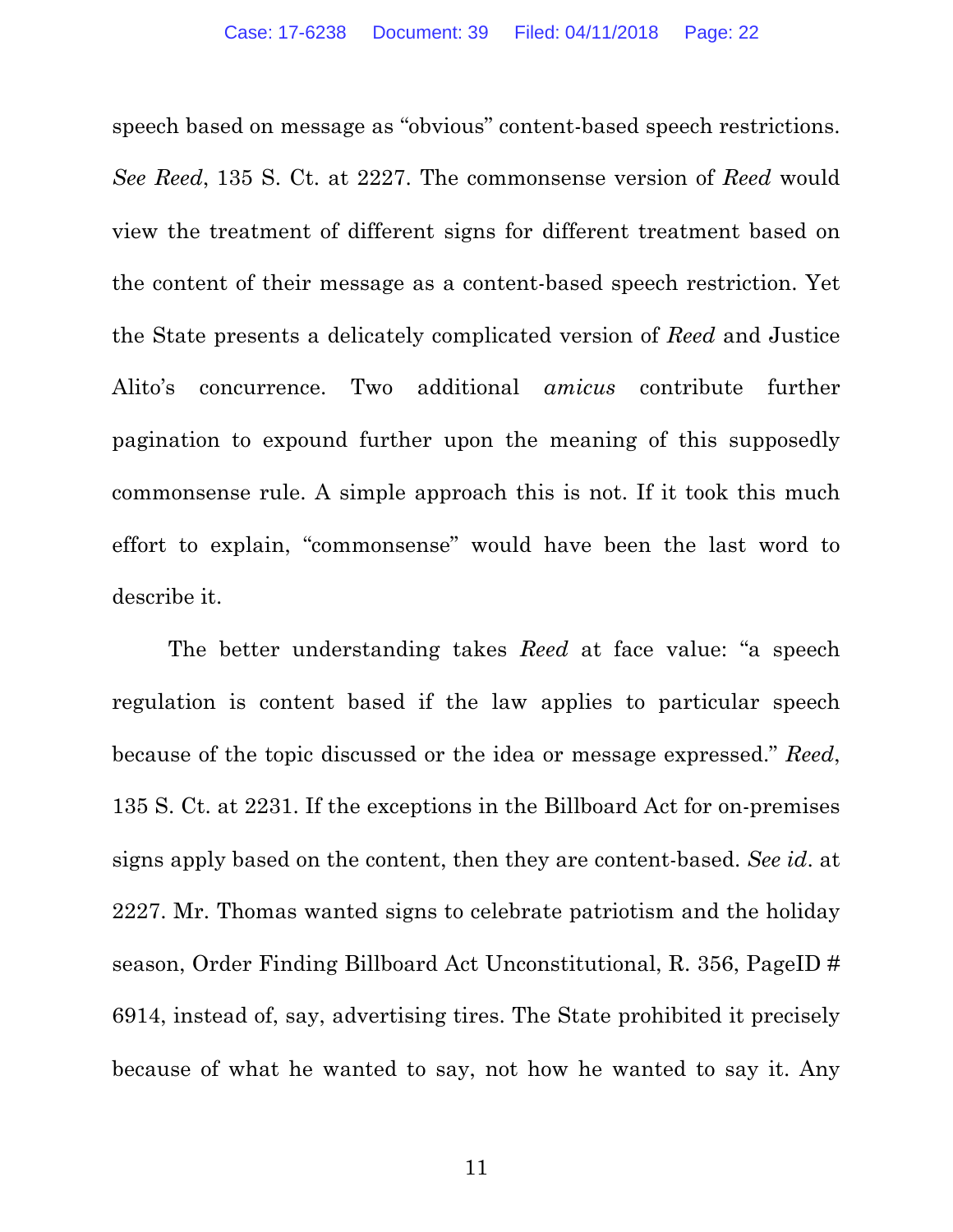speech based on message as "obvious" content-based speech restrictions. *See Reed*, 135 S. Ct. at 2227. The commonsense version of *Reed* would view the treatment of different signs for different treatment based on the content of their message as a content-based speech restriction. Yet the State presents a delicately complicated version of *Reed* and Justice Alito's concurrence. Two additional *amicus* contribute further pagination to expound further upon the meaning of this supposedly commonsense rule. A simple approach this is not. If it took this much effort to explain, "commonsense" would have been the last word to describe it.

The better understanding takes *Reed* at face value: "a speech regulation is content based if the law applies to particular speech because of the topic discussed or the idea or message expressed." *Reed*, 135 S. Ct. at 2231. If the exceptions in the Billboard Act for on-premises signs apply based on the content, then they are content-based. *See id*. at 2227. Mr. Thomas wanted signs to celebrate patriotism and the holiday season, Order Finding Billboard Act Unconstitutional, R. 356, PageID # 6914, instead of, say, advertising tires. The State prohibited it precisely because of what he wanted to say, not how he wanted to say it. Any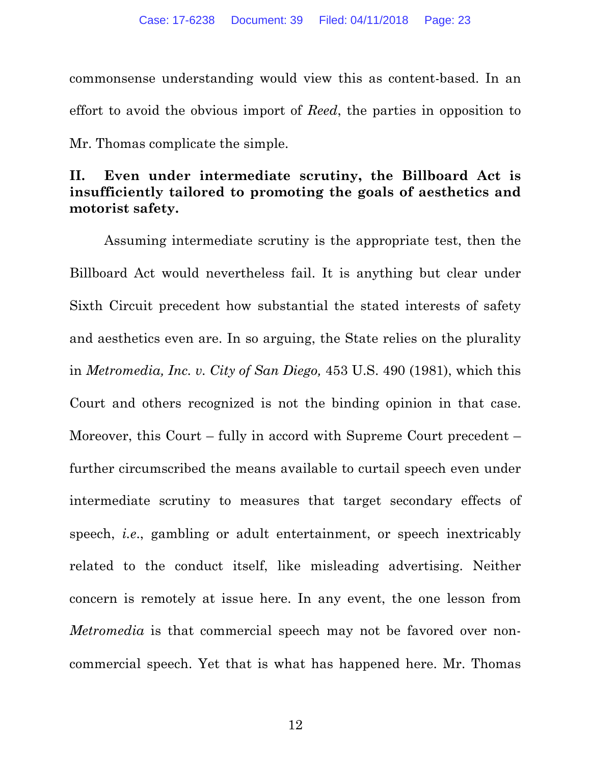commonsense understanding would view this as content-based. In an effort to avoid the obvious import of *Reed*, the parties in opposition to Mr. Thomas complicate the simple.

## II. Even under intermediate scrutiny, the Billboard Act is insufficiently tailored to promoting the goals of aesthetics and motorist safety.

Assuming intermediate scrutiny is the appropriate test, then the Billboard Act would nevertheless fail. It is anything but clear under Sixth Circuit precedent how substantial the stated interests of safety and aesthetics even are. In so arguing, the State relies on the plurality in *Metromedia, Inc. v. City of San Diego,* 453 U.S. 490 (1981), which this Court and others recognized is not the binding opinion in that case. Moreover, this Court – fully in accord with Supreme Court precedent – further circumscribed the means available to curtail speech even under intermediate scrutiny to measures that target secondary effects of speech, *i.e.*, gambling or adult entertainment, or speech inextricably related to the conduct itself, like misleading advertising. Neither concern is remotely at issue here. In any event, the one lesson from *Metromedia* is that commercial speech may not be favored over non-commercial speech. Yet that is what has happened here. Mr. Thomas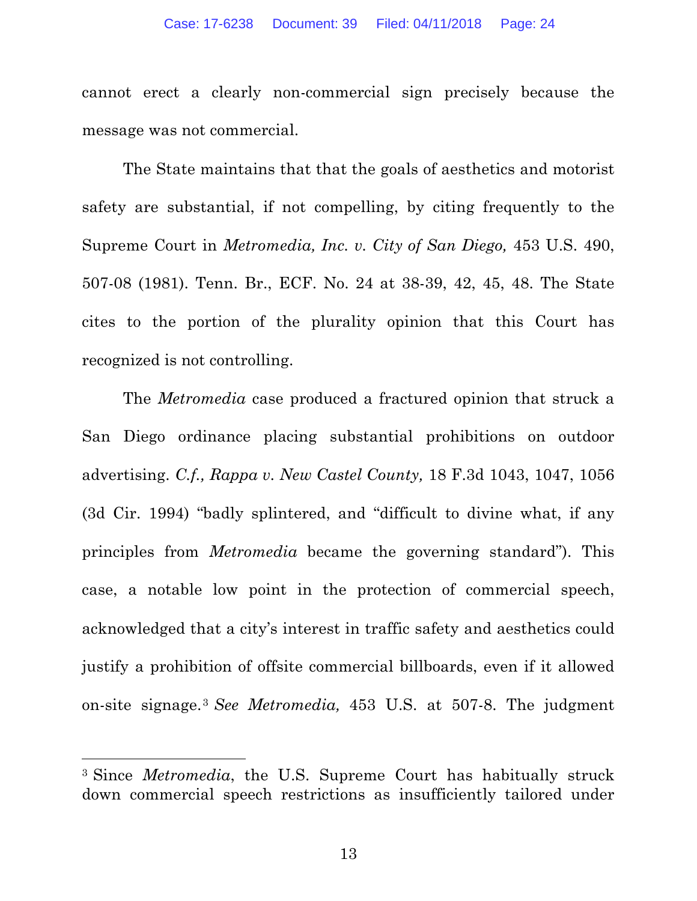cannot erect a clearly non-commercial sign precisely because the message was not commercial.

The State maintains that that the goals of aesthetics and motorist safety are substantial, if not compelling, by citing frequently to the Supreme Court in *Metromedia, Inc. v. City of San Diego,* 453 U.S. 490, 507-08 (1981). Tenn. Br., ECF. No. 24 at 38-39, 42, 45, 48. The State cites to the portion of the plurality opinion that this Court has recognized is not controlling.

The *Metromedia* case produced a fractured opinion that struck a San Diego ordinance placing substantial prohibitions on outdoor advertising. *C.f., Rappa v. New Castel County,* 18 F.3d 1043, 1047, 1056 (3d Cir. 1994) "badly splintered, and "difficult to divine what, if any principles from *Metromedia* became the governing standard"). This case, a notable low point in the protection of commercial speech, acknowledged that a city's interest in traffic safety and aesthetics could justify a prohibition of offsite commercial billboards, even if it allowed on-site signage.[3] *See Metromedia,* 453 U.S. at 507-8. The judgment

[3] Since *Metromedia*, the U.S. Supreme Court has habitually struck down commercial speech restrictions as insufficiently tailored under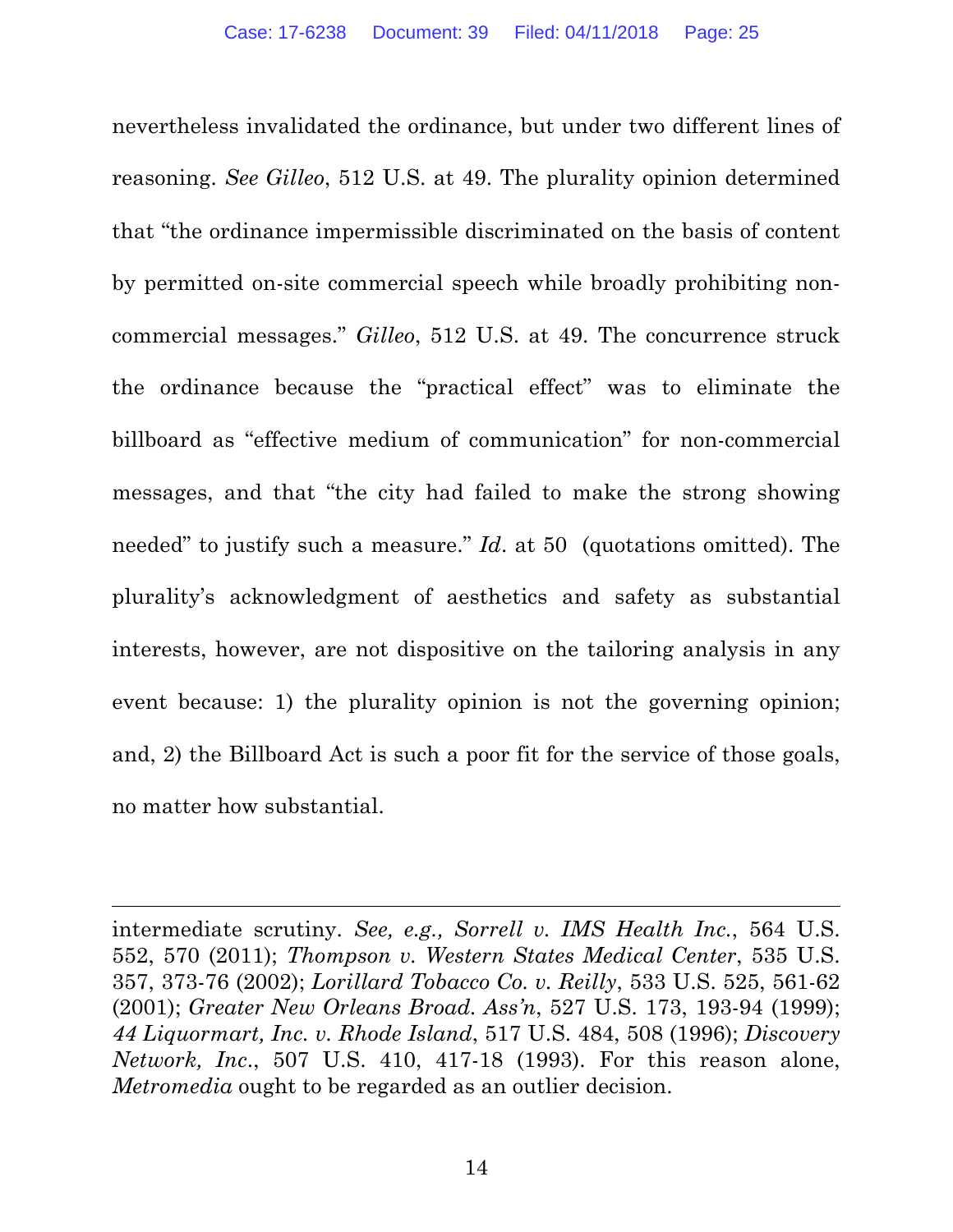nevertheless invalidated the ordinance, but under two different lines of reasoning. *See Gilleo*, 512 U.S. at 49. The plurality opinion determined that "the ordinance impermissible discriminated on the basis of content by permitted on-site commercial speech while broadly prohibiting non-commercial messages." *Gilleo*, 512 U.S. at 49. The concurrence struck the ordinance because the "practical effect" was to eliminate the billboard as "effective medium of communication" for non-commercial messages, and that "the city had failed to make the strong showing needed" to justify such a measure." *Id*. at 50 (quotations omitted). The plurality's acknowledgment of aesthetics and safety as substantial interests, however, are not dispositive on the tailoring analysis in any event because: 1) the plurality opinion is not the governing opinion; and, 2) the Billboard Act is such a poor fit for the service of those goals, no matter how substantial.

---

intermediate scrutiny. *See, e.g., Sorrell v. IMS Health Inc.*, 564 U.S. 552, 570 (2011); *Thompson v. Western States Medical Center*, 535 U.S. 357, 373-76 (2002); *Lorillard Tobacco Co. v. Reilly*, 533 U.S. 525, 561-62 (2001); *Greater New Orleans Broad. Ass'n*, 527 U.S. 173, 193-94 (1999); *44 Liquormart, Inc. v. Rhode Island*, 517 U.S. 484, 508 (1996); *Discovery Network, Inc*., 507 U.S. 410, 417-18 (1993). For this reason alone, *Metromedia* ought to be regarded as an outlier decision.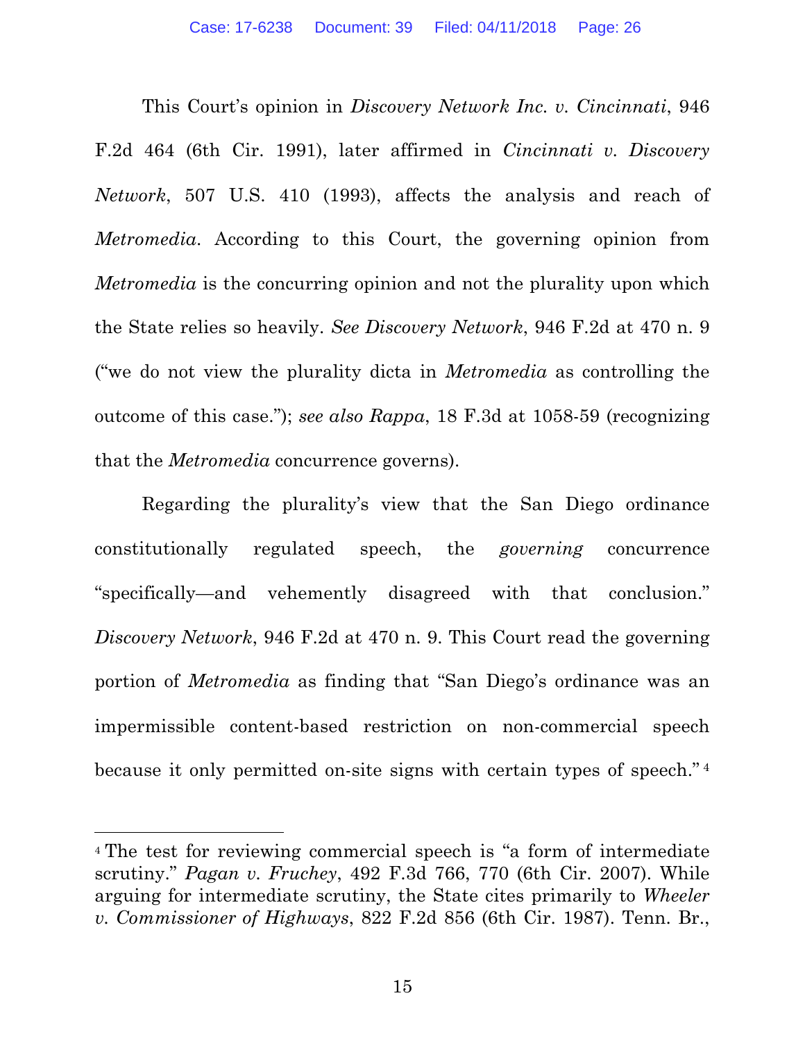This Court's opinion in *Discovery Network Inc. v. Cincinnati*, 946 F.2d 464 (6th Cir. 1991), later affirmed in *Cincinnati v. Discovery Network*, 507 U.S. 410 (1993), affects the analysis and reach of *Metromedia*. According to this Court, the governing opinion from *Metromedia* is the concurring opinion and not the plurality upon which the State relies so heavily. *See Discovery Network*, 946 F.2d at 470 n. 9 ("we do not view the plurality dicta in *Metromedia* as controlling the outcome of this case."); *see also Rappa*, 18 F.3d at 1058-59 (recognizing that the *Metromedia* concurrence governs).

Regarding the plurality's view that the San Diego ordinance constitutionally regulated speech, the *governing* concurrence "specifically—and vehemently disagreed with that conclusion." *Discovery Network*, 946 F.2d at 470 n. 9. This Court read the governing portion of *Metromedia* as finding that "San Diego's ordinance was an impermissible content-based restriction on non-commercial speech because it only permitted on-site signs with certain types of speech." [4]

---

[4] The test for reviewing commercial speech is "a form of intermediate scrutiny." *Pagan v. Fruchey*, 492 F.3d 766, 770 (6th Cir. 2007). While arguing for intermediate scrutiny, the State cites primarily to *Wheeler v. Commissioner of Highways*, 822 F.2d 856 (6th Cir. 1987). Tenn. Br.,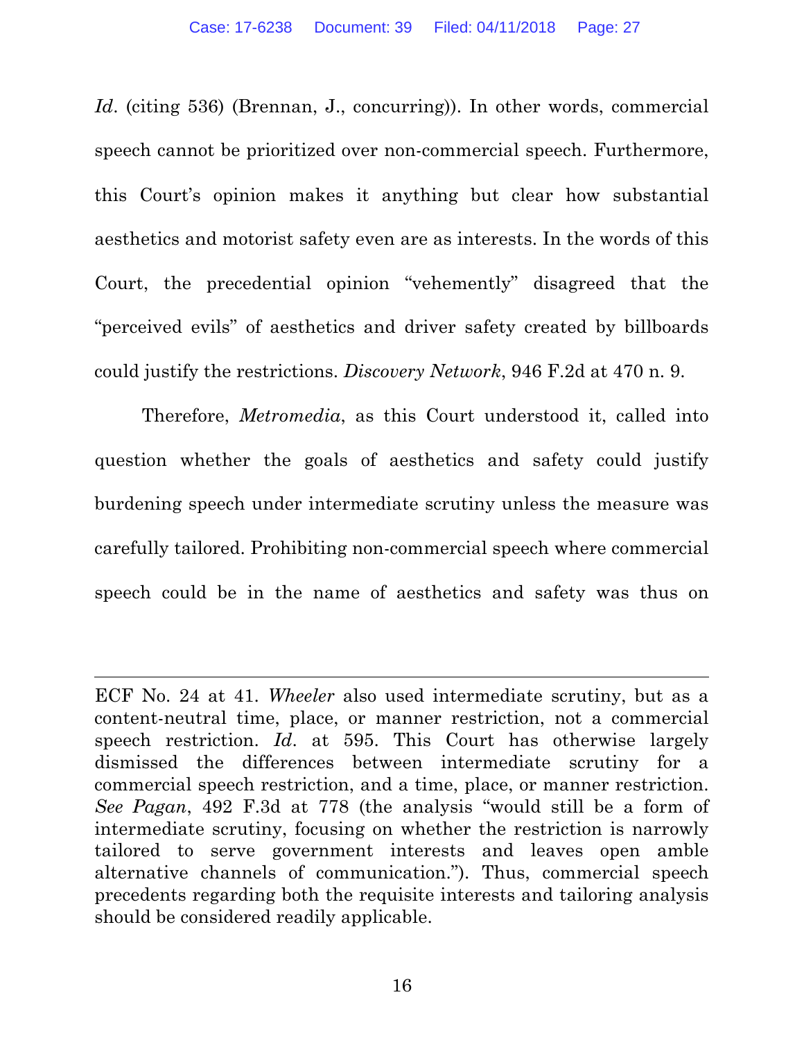*Id*. (citing 536) (Brennan, J., concurring)). In other words, commercial speech cannot be prioritized over non-commercial speech. Furthermore, this Court's opinion makes it anything but clear how substantial aesthetics and motorist safety even are as interests. In the words of this Court, the precedential opinion "vehemently" disagreed that the "perceived evils" of aesthetics and driver safety created by billboards could justify the restrictions. *Discovery Network*, 946 F.2d at 470 n. 9.

Therefore, *Metromedia*, as this Court understood it, called into question whether the goals of aesthetics and safety could justify burdening speech under intermediate scrutiny unless the measure was carefully tailored. Prohibiting non-commercial speech where commercial speech could be in the name of aesthetics and safety was thus on

---

ECF No. 24 at 41. *Wheeler* also used intermediate scrutiny, but as a content-neutral time, place, or manner restriction, not a commercial speech restriction. *Id*. at 595. This Court has otherwise largely dismissed the differences between intermediate scrutiny for a commercial speech restriction, and a time, place, or manner restriction. *See Pagan*, 492 F.3d at 778 (the analysis "would still be a form of intermediate scrutiny, focusing on whether the restriction is narrowly tailored to serve government interests and leaves open amble alternative channels of communication."). Thus, commercial speech precedents regarding both the requisite interests and tailoring analysis should be considered readily applicable.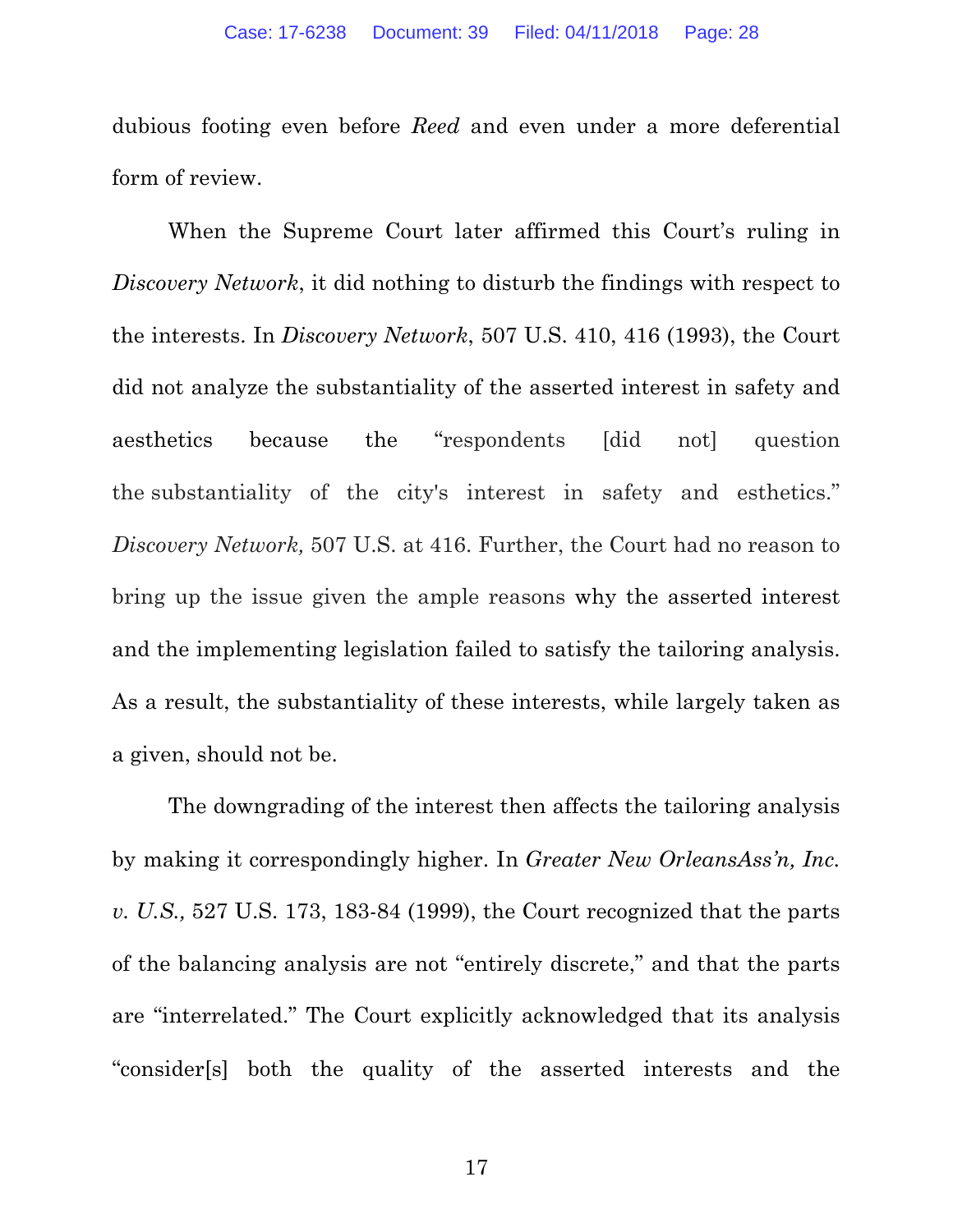dubious footing even before *Reed* and even under a more deferential form of review.

When the Supreme Court later affirmed this Court's ruling in *Discovery Network*, it did nothing to disturb the findings with respect to the interests. In *Discovery Network*, 507 U.S. 410, 416 (1993), the Court did not analyze the substantiality of the asserted interest in safety and aesthetics because the "respondents [did not] question the substantiality of the city's interest in safety and esthetics." *Discovery Network,* 507 U.S. at 416. Further, the Court had no reason to bring up the issue given the ample reasons why the asserted interest and the implementing legislation failed to satisfy the tailoring analysis. As a result, the substantiality of these interests, while largely taken as a given, should not be.

The downgrading of the interest then affects the tailoring analysis by making it correspondingly higher. In *Greater New OrleansAss'n, Inc. v. U.S.,* 527 U.S. 173, 183-84 (1999), the Court recognized that the parts of the balancing analysis are not "entirely discrete," and that the parts are "interrelated." The Court explicitly acknowledged that its analysis "consider[s] both the quality of the asserted interests and the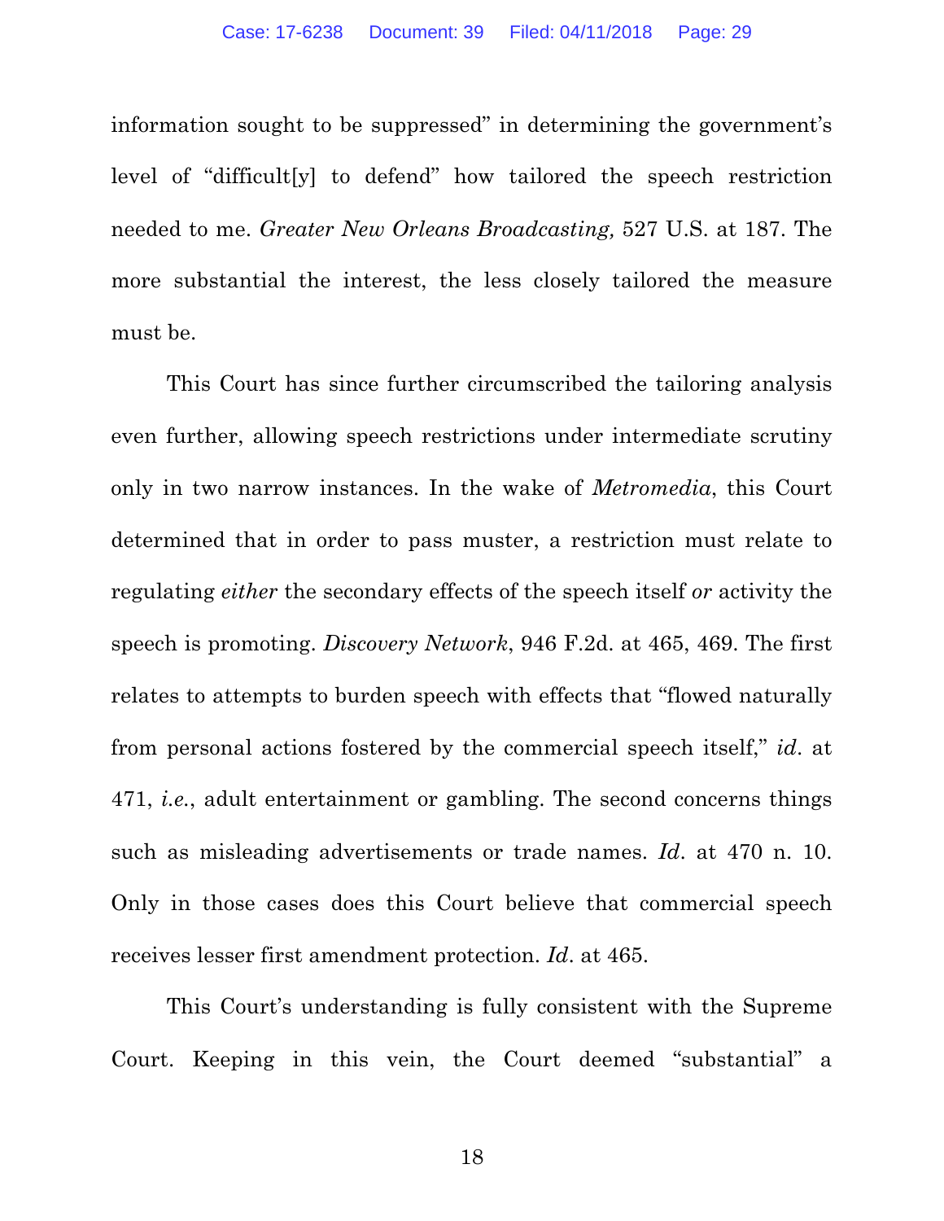information sought to be suppressed" in determining the government's level of "difficult[y] to defend" how tailored the speech restriction needed to me. *Greater New Orleans Broadcasting,* 527 U.S. at 187. The more substantial the interest, the less closely tailored the measure must be.

This Court has since further circumscribed the tailoring analysis even further, allowing speech restrictions under intermediate scrutiny only in two narrow instances. In the wake of *Metromedia*, this Court determined that in order to pass muster, a restriction must relate to regulating *either* the secondary effects of the speech itself *or* activity the speech is promoting. *Discovery Network*, 946 F.2d. at 465, 469. The first relates to attempts to burden speech with effects that "flowed naturally from personal actions fostered by the commercial speech itself," *id*. at 471, *i.e.*, adult entertainment or gambling. The second concerns things such as misleading advertisements or trade names. *Id*. at 470 n. 10. Only in those cases does this Court believe that commercial speech receives lesser first amendment protection. *Id*. at 465.

This Court's understanding is fully consistent with the Supreme Court. Keeping in this vein, the Court deemed "substantial" a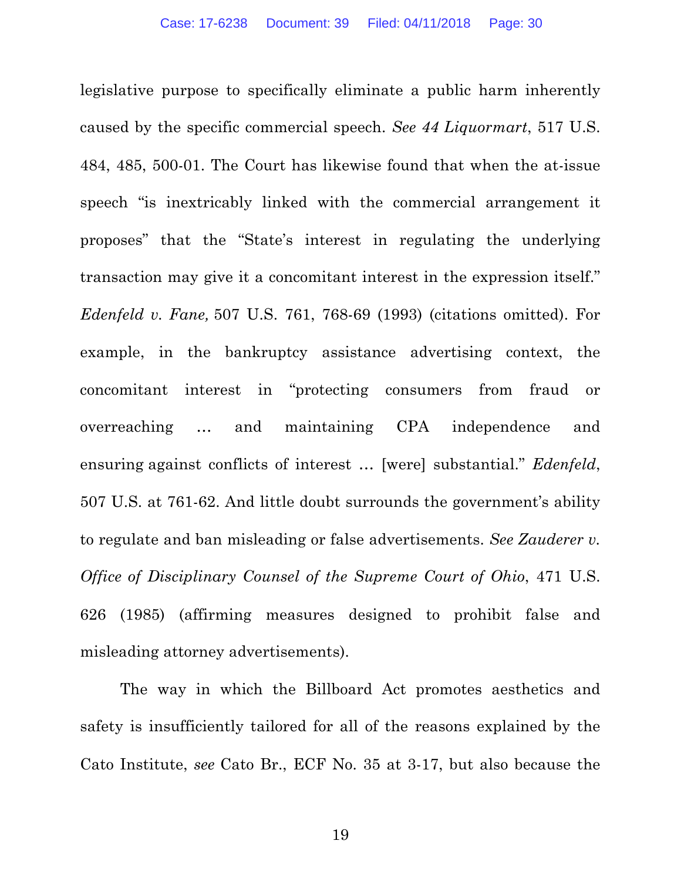legislative purpose to specifically eliminate a public harm inherently caused by the specific commercial speech. *See 44 Liquormart*, 517 U.S. 484, 485, 500-01. The Court has likewise found that when the at-issue speech "is inextricably linked with the commercial arrangement it proposes" that the "State's interest in regulating the underlying transaction may give it a concomitant interest in the expression itself." *Edenfeld v. Fane,* 507 U.S. 761, 768-69 (1993) (citations omitted). For example, in the bankruptcy assistance advertising context, the concomitant interest in "protecting consumers from fraud or overreaching … and maintaining CPA independence and ensuring against conflicts of interest … [were] substantial." *Edenfeld*, 507 U.S. at 761-62. And little doubt surrounds the government's ability to regulate and ban misleading or false advertisements. *See Zauderer v. Office of Disciplinary Counsel of the Supreme Court of Ohio*, 471 U.S. 626 (1985) (affirming measures designed to prohibit false and misleading attorney advertisements).

The way in which the Billboard Act promotes aesthetics and safety is insufficiently tailored for all of the reasons explained by the Cato Institute, *see* Cato Br., ECF No. 35 at 3-17, but also because the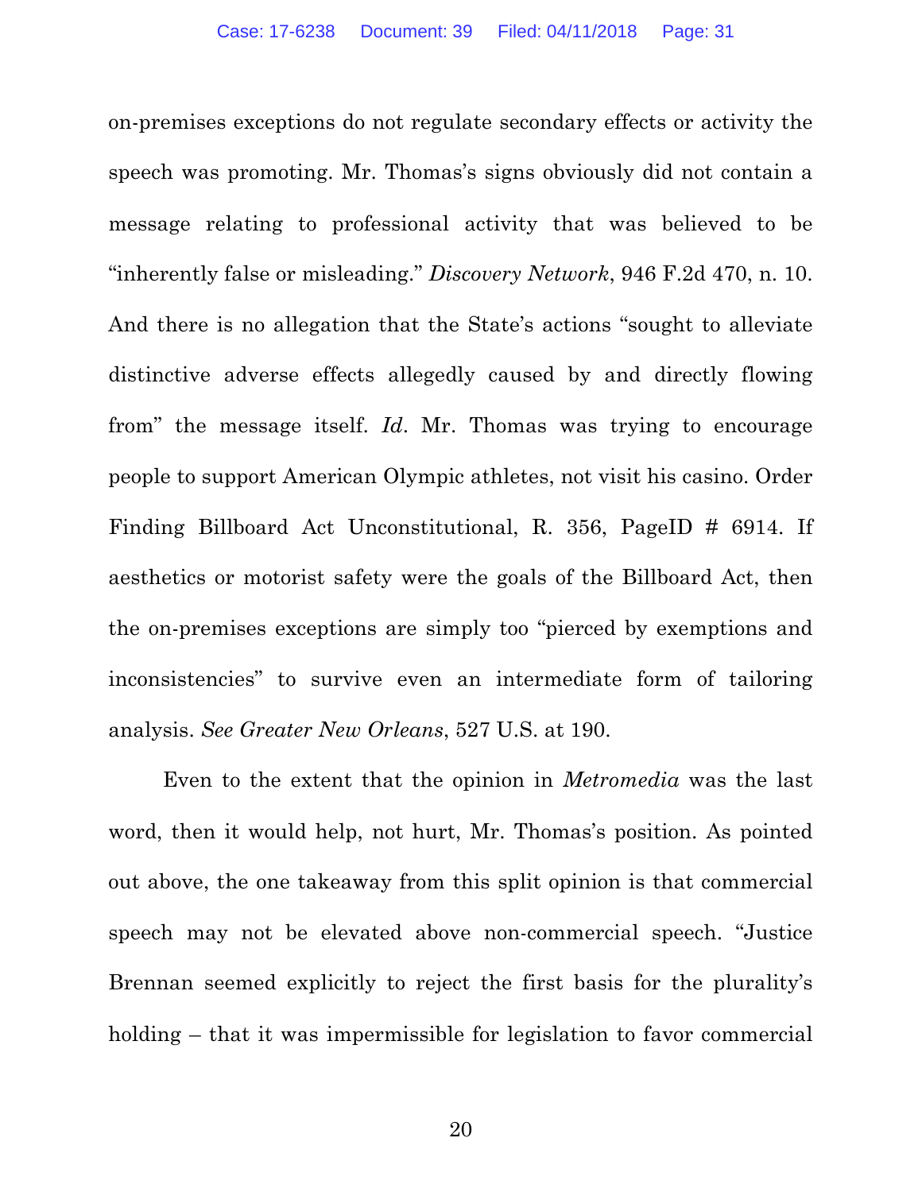on-premises exceptions do not regulate secondary effects or activity the speech was promoting. Mr. Thomas's signs obviously did not contain a message relating to professional activity that was believed to be "inherently false or misleading." *Discovery Network*, 946 F.2d 470, n. 10. And there is no allegation that the State's actions "sought to alleviate distinctive adverse effects allegedly caused by and directly flowing from" the message itself. *Id*. Mr. Thomas was trying to encourage people to support American Olympic athletes, not visit his casino. Order Finding Billboard Act Unconstitutional, R. 356, PageID # 6914. If aesthetics or motorist safety were the goals of the Billboard Act, then the on-premises exceptions are simply too "pierced by exemptions and inconsistencies" to survive even an intermediate form of tailoring analysis. *See Greater New Orleans*, 527 U.S. at 190.

Even to the extent that the opinion in *Metromedia* was the last word, then it would help, not hurt, Mr. Thomas's position. As pointed out above, the one takeaway from this split opinion is that commercial speech may not be elevated above non-commercial speech. "Justice Brennan seemed explicitly to reject the first basis for the plurality's holding – that it was impermissible for legislation to favor commercial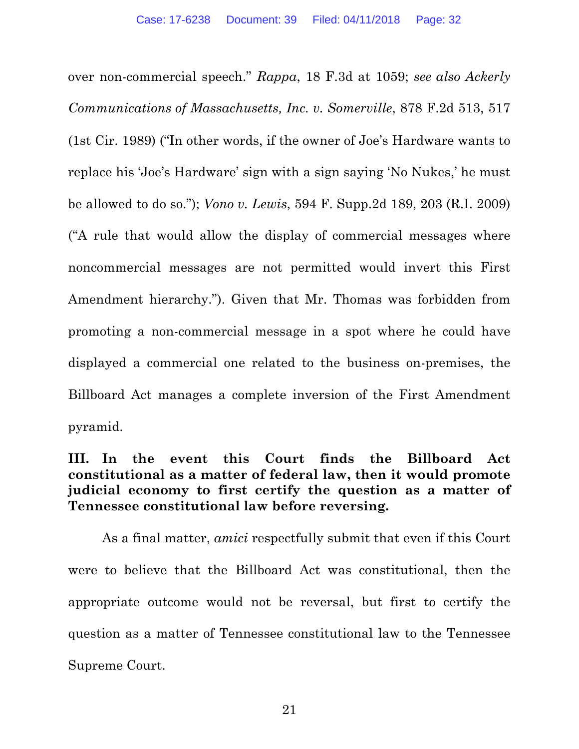over non-commercial speech." *Rappa*, 18 F.3d at 1059; *see also Ackerly Communications of Massachusetts, Inc. v. Somerville*, 878 F.2d 513, 517 (1st Cir. 1989) ("In other words, if the owner of Joe's Hardware wants to replace his 'Joe's Hardware' sign with a sign saying 'No Nukes,' he must be allowed to do so."); *Vono v. Lewis*, 594 F. Supp.2d 189, 203 (R.I. 2009) ("A rule that would allow the display of commercial messages where noncommercial messages are not permitted would invert this First Amendment hierarchy."). Given that Mr. Thomas was forbidden from promoting a non-commercial message in a spot where he could have displayed a commercial one related to the business on-premises, the Billboard Act manages a complete inversion of the First Amendment pyramid.

## III. In the event this Court finds the Billboard Act constitutional as a matter of federal law, then it would promote judicial economy to first certify the question as a matter of Tennessee constitutional law before reversing.

As a final matter, *amici* respectfully submit that even if this Court were to believe that the Billboard Act was constitutional, then the appropriate outcome would not be reversal, but first to certify the question as a matter of Tennessee constitutional law to the Tennessee Supreme Court.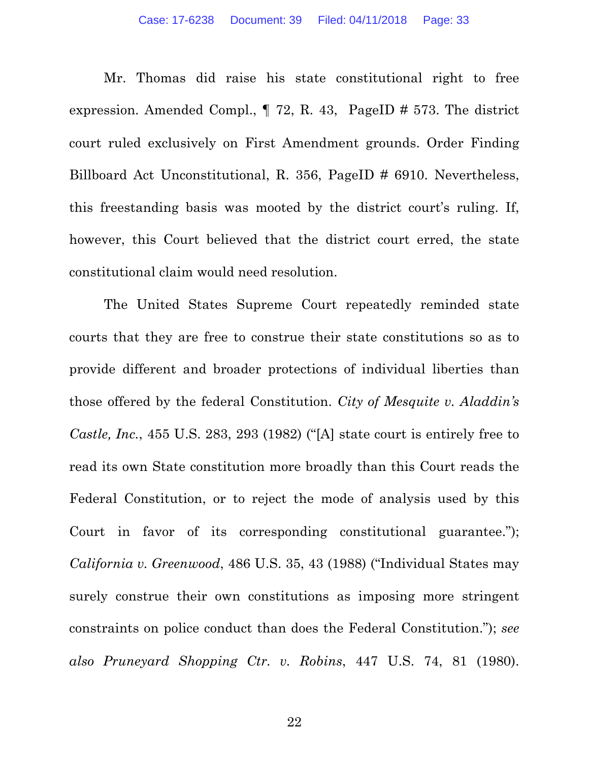Mr. Thomas did raise his state constitutional right to free expression. Amended Compl., ¶ 72, R. 43, PageID # 573. The district court ruled exclusively on First Amendment grounds. Order Finding Billboard Act Unconstitutional, R. 356, PageID # 6910. Nevertheless, this freestanding basis was mooted by the district court's ruling. If, however, this Court believed that the district court erred, the state constitutional claim would need resolution.

The United States Supreme Court repeatedly reminded state courts that they are free to construe their state constitutions so as to provide different and broader protections of individual liberties than those offered by the federal Constitution. *City of Mesquite v. Aladdin's Castle, Inc.*, 455 U.S. 283, 293 (1982) ("[A] state court is entirely free to read its own State constitution more broadly than this Court reads the Federal Constitution, or to reject the mode of analysis used by this Court in favor of its corresponding constitutional guarantee."); *California v. Greenwood*, 486 U.S. 35, 43 (1988) ("Individual States may surely construe their own constitutions as imposing more stringent constraints on police conduct than does the Federal Constitution."); *see also Pruneyard Shopping Ctr. v. Robins*, 447 U.S. 74, 81 (1980).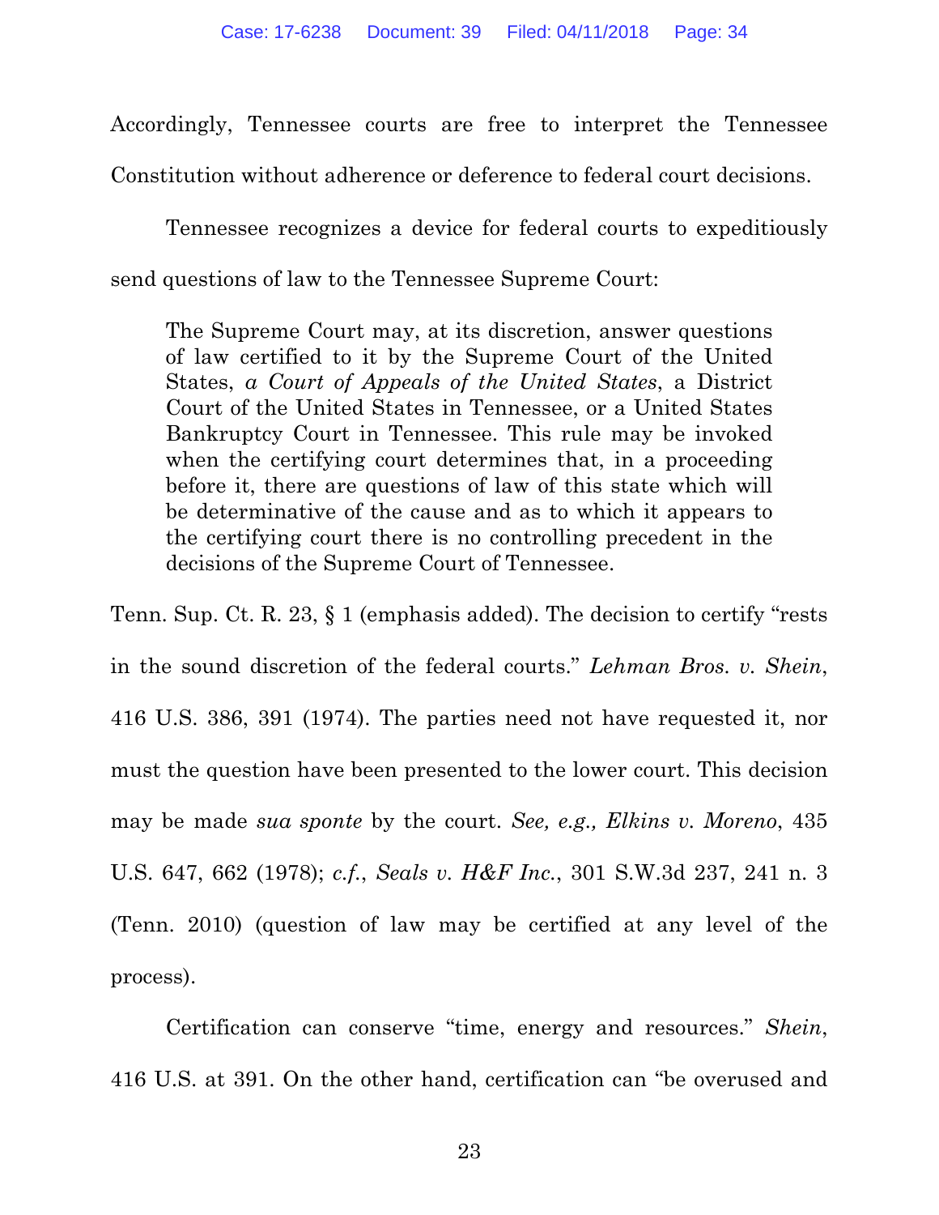Accordingly, Tennessee courts are free to interpret the Tennessee Constitution without adherence or deference to federal court decisions.

Tennessee recognizes a device for federal courts to expeditiously send questions of law to the Tennessee Supreme Court:

> The Supreme Court may, at its discretion, answer questions of law certified to it by the Supreme Court of the United States, *a Court of Appeals of the United States*, a District Court of the United States in Tennessee, or a United States Bankruptcy Court in Tennessee. This rule may be invoked when the certifying court determines that, in a proceeding before it, there are questions of law of this state which will be determinative of the cause and as to which it appears to the certifying court there is no controlling precedent in the decisions of the Supreme Court of Tennessee.

Tenn. Sup. Ct. R. 23, § 1 (emphasis added). The decision to certify "rests in the sound discretion of the federal courts." *Lehman Bros. v. Shein*, 416 U.S. 386, 391 (1974). The parties need not have requested it, nor must the question have been presented to the lower court. This decision may be made *sua sponte* by the court. *See, e.g., Elkins v. Moreno*, 435 U.S. 647, 662 (1978); *c.f.*, *Seals v. H&F Inc.*, 301 S.W.3d 237, 241 n. 3 (Tenn. 2010) (question of law may be certified at any level of the process).

Certification can conserve "time, energy and resources." *Shein*, 416 U.S. at 391. On the other hand, certification can "be overused and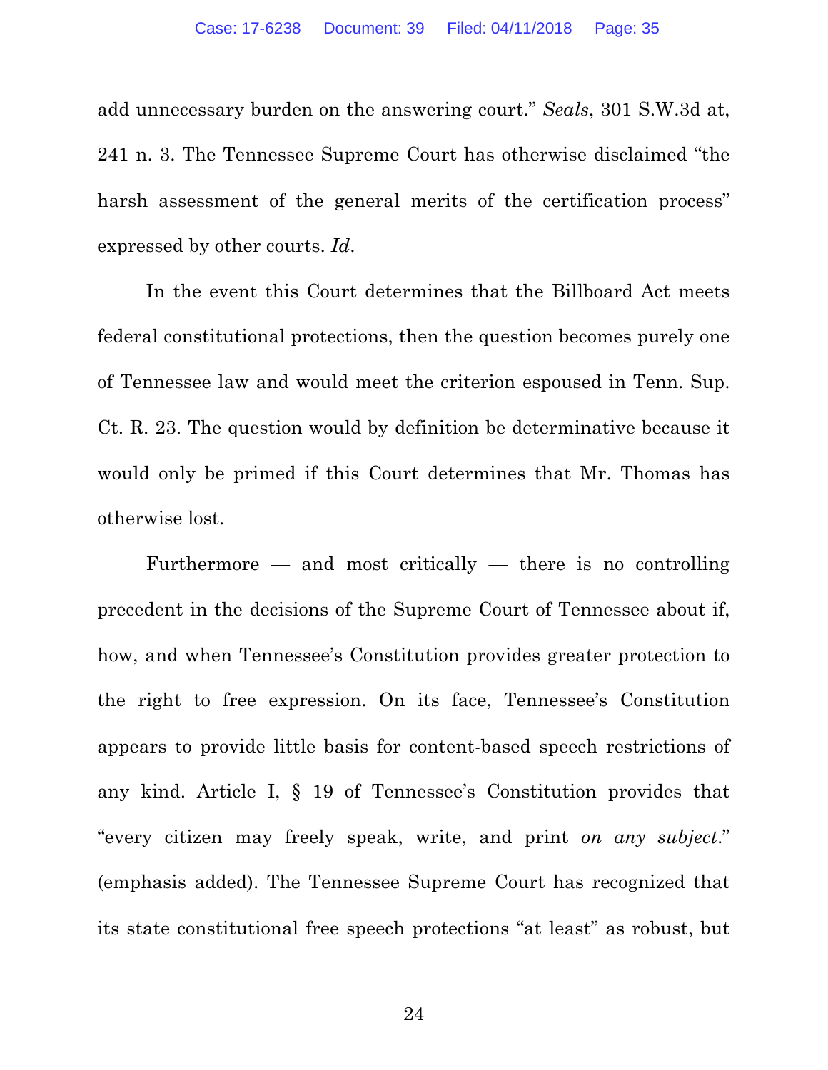add unnecessary burden on the answering court." *Seals*, 301 S.W.3d at, 241 n. 3. The Tennessee Supreme Court has otherwise disclaimed "the harsh assessment of the general merits of the certification process" expressed by other courts. *Id*.

In the event this Court determines that the Billboard Act meets federal constitutional protections, then the question becomes purely one of Tennessee law and would meet the criterion espoused in Tenn. Sup. Ct. R. 23. The question would by definition be determinative because it would only be primed if this Court determines that Mr. Thomas has otherwise lost.

Furthermore — and most critically — there is no controlling precedent in the decisions of the Supreme Court of Tennessee about if, how, and when Tennessee's Constitution provides greater protection to the right to free expression. On its face, Tennessee's Constitution appears to provide little basis for content-based speech restrictions of any kind. Article I, § 19 of Tennessee's Constitution provides that "every citizen may freely speak, write, and print *on any subject*." (emphasis added). The Tennessee Supreme Court has recognized that its state constitutional free speech protections "at least" as robust, but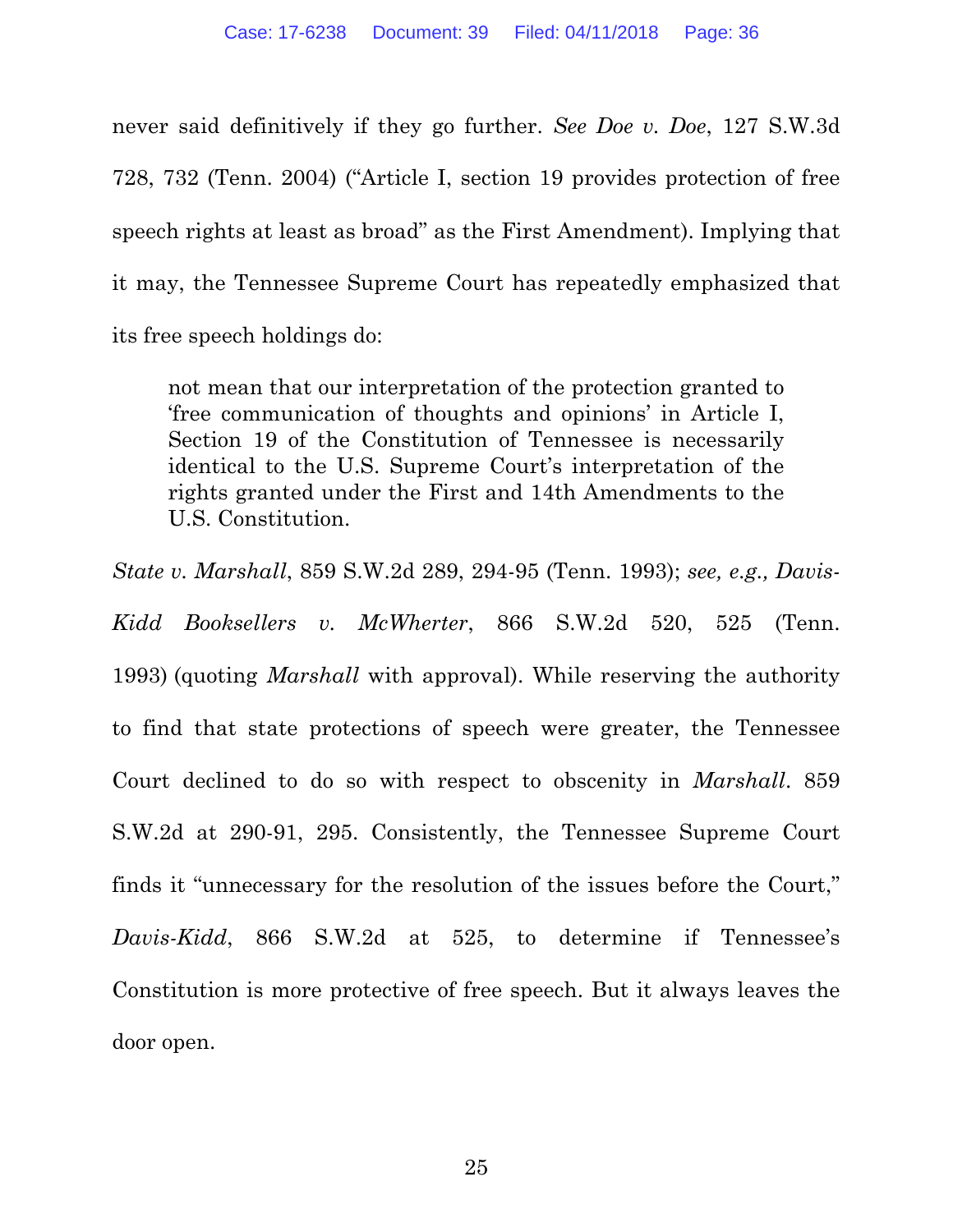never said definitively if they go further. *See Doe v. Doe*, 127 S.W.3d 728, 732 (Tenn. 2004) ("Article I, section 19 provides protection of free speech rights at least as broad" as the First Amendment). Implying that it may, the Tennessee Supreme Court has repeatedly emphasized that its free speech holdings do:

> not mean that our interpretation of the protection granted to 'free communication of thoughts and opinions' in Article I, Section 19 of the Constitution of Tennessee is necessarily identical to the U.S. Supreme Court's interpretation of the rights granted under the First and 14th Amendments to the U.S. Constitution.

*State v. Marshall*, 859 S.W.2d 289, 294-95 (Tenn. 1993); *see, e.g., Davis-Kidd Booksellers v. McWherter*, 866 S.W.2d 520, 525 (Tenn. 1993) (quoting *Marshall* with approval). While reserving the authority to find that state protections of speech were greater, the Tennessee Court declined to do so with respect to obscenity in *Marshall*. 859 S.W.2d at 290-91, 295. Consistently, the Tennessee Supreme Court finds it "unnecessary for the resolution of the issues before the Court," *Davis-Kidd*, 866 S.W.2d at 525, to determine if Tennessee's Constitution is more protective of free speech. But it always leaves the door open.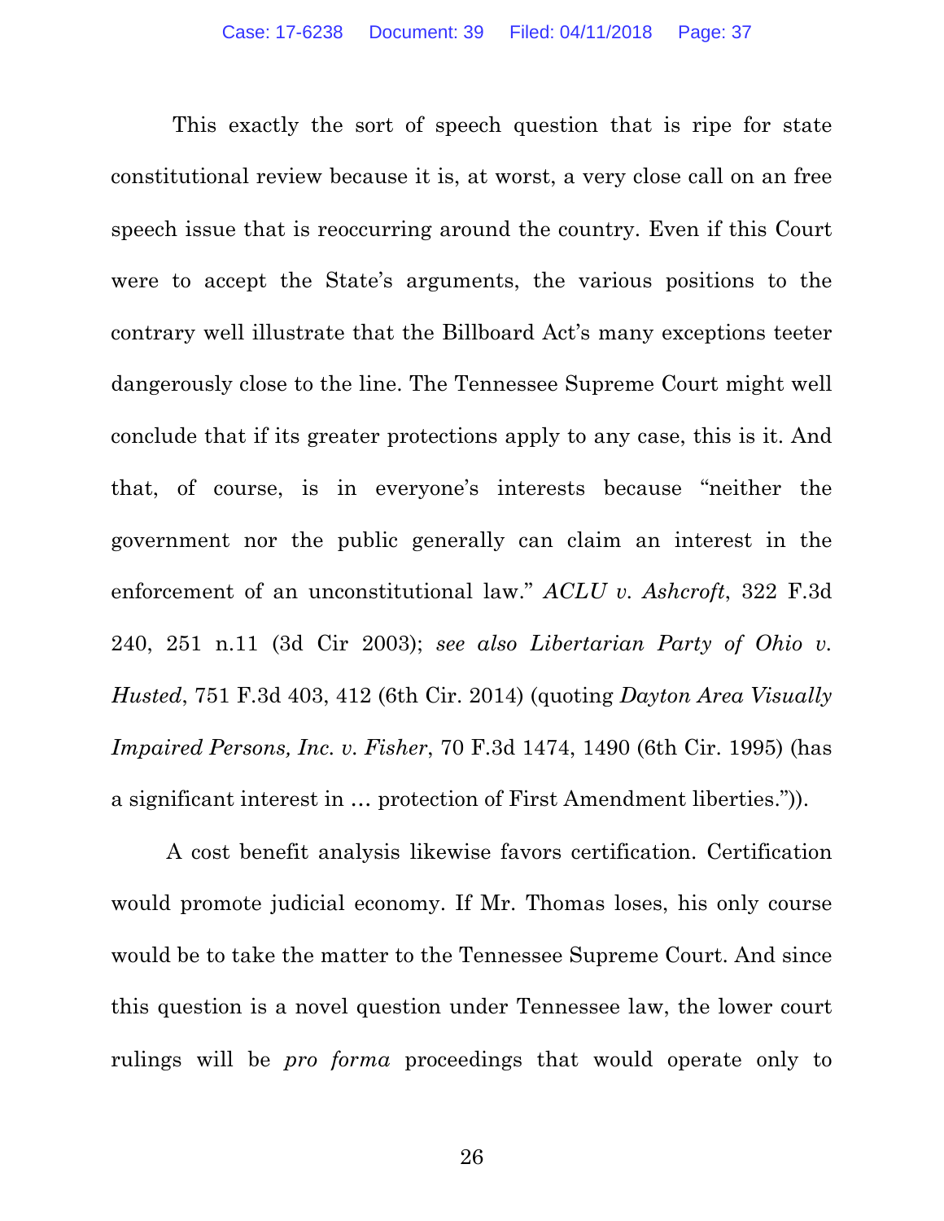This exactly the sort of speech question that is ripe for state constitutional review because it is, at worst, a very close call on an free speech issue that is reoccurring around the country. Even if this Court were to accept the State's arguments, the various positions to the contrary well illustrate that the Billboard Act's many exceptions teeter dangerously close to the line. The Tennessee Supreme Court might well conclude that if its greater protections apply to any case, this is it. And that, of course, is in everyone's interests because "neither the government nor the public generally can claim an interest in the enforcement of an unconstitutional law." *ACLU v. Ashcroft*, 322 F.3d 240, 251 n.11 (3d Cir 2003); *see also Libertarian Party of Ohio v. Husted*, 751 F.3d 403, 412 (6th Cir. 2014) (quoting *Dayton Area Visually Impaired Persons, Inc. v. Fisher*, 70 F.3d 1474, 1490 (6th Cir. 1995) (has a significant interest in … protection of First Amendment liberties.")).

A cost benefit analysis likewise favors certification. Certification would promote judicial economy. If Mr. Thomas loses, his only course would be to take the matter to the Tennessee Supreme Court. And since this question is a novel question under Tennessee law, the lower court rulings will be *pro forma* proceedings that would operate only to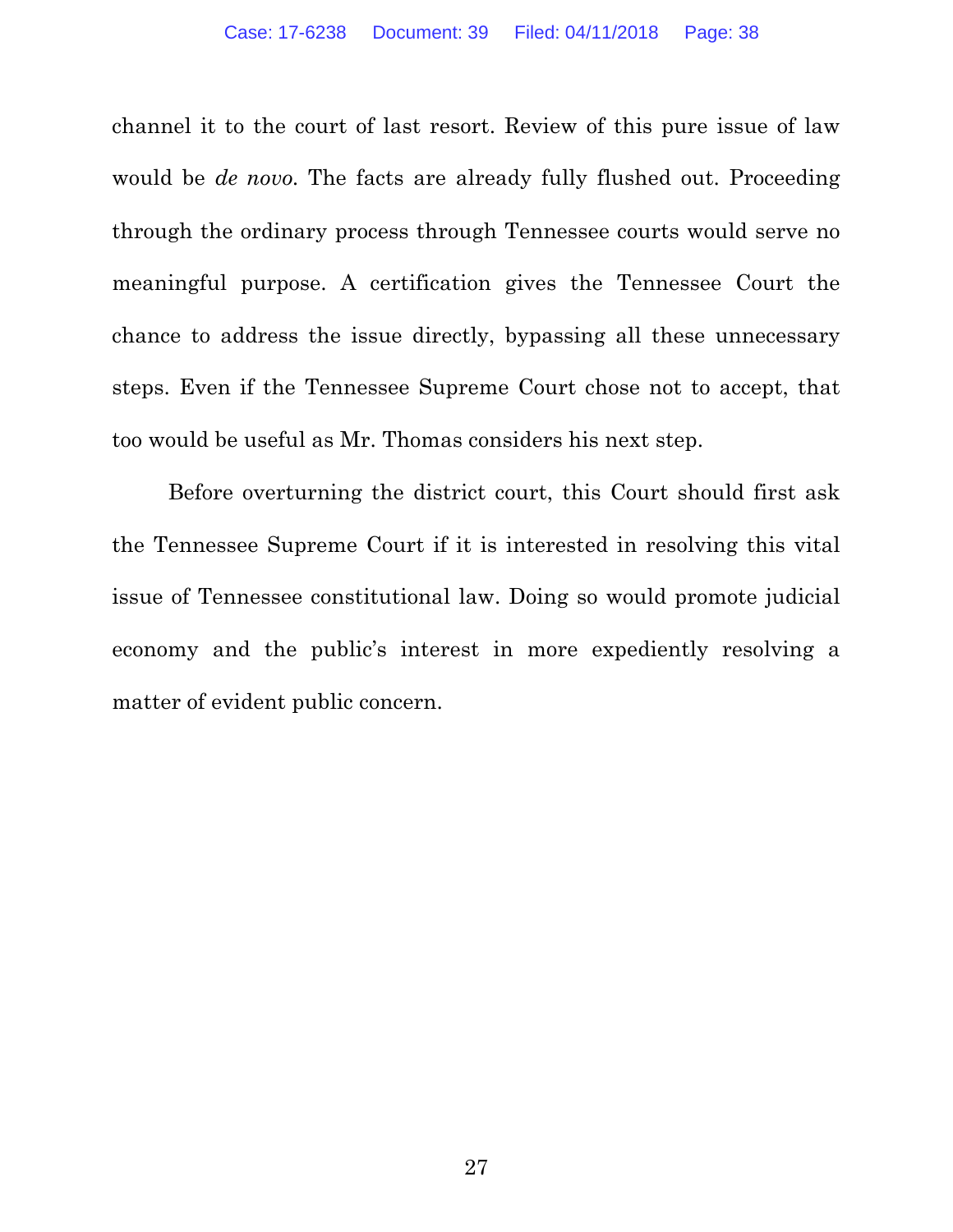channel it to the court of last resort. Review of this pure issue of law would be *de novo.* The facts are already fully flushed out. Proceeding through the ordinary process through Tennessee courts would serve no meaningful purpose. A certification gives the Tennessee Court the chance to address the issue directly, bypassing all these unnecessary steps. Even if the Tennessee Supreme Court chose not to accept, that too would be useful as Mr. Thomas considers his next step.

Before overturning the district court, this Court should first ask the Tennessee Supreme Court if it is interested in resolving this vital issue of Tennessee constitutional law. Doing so would promote judicial economy and the public's interest in more expediently resolving a matter of evident public concern.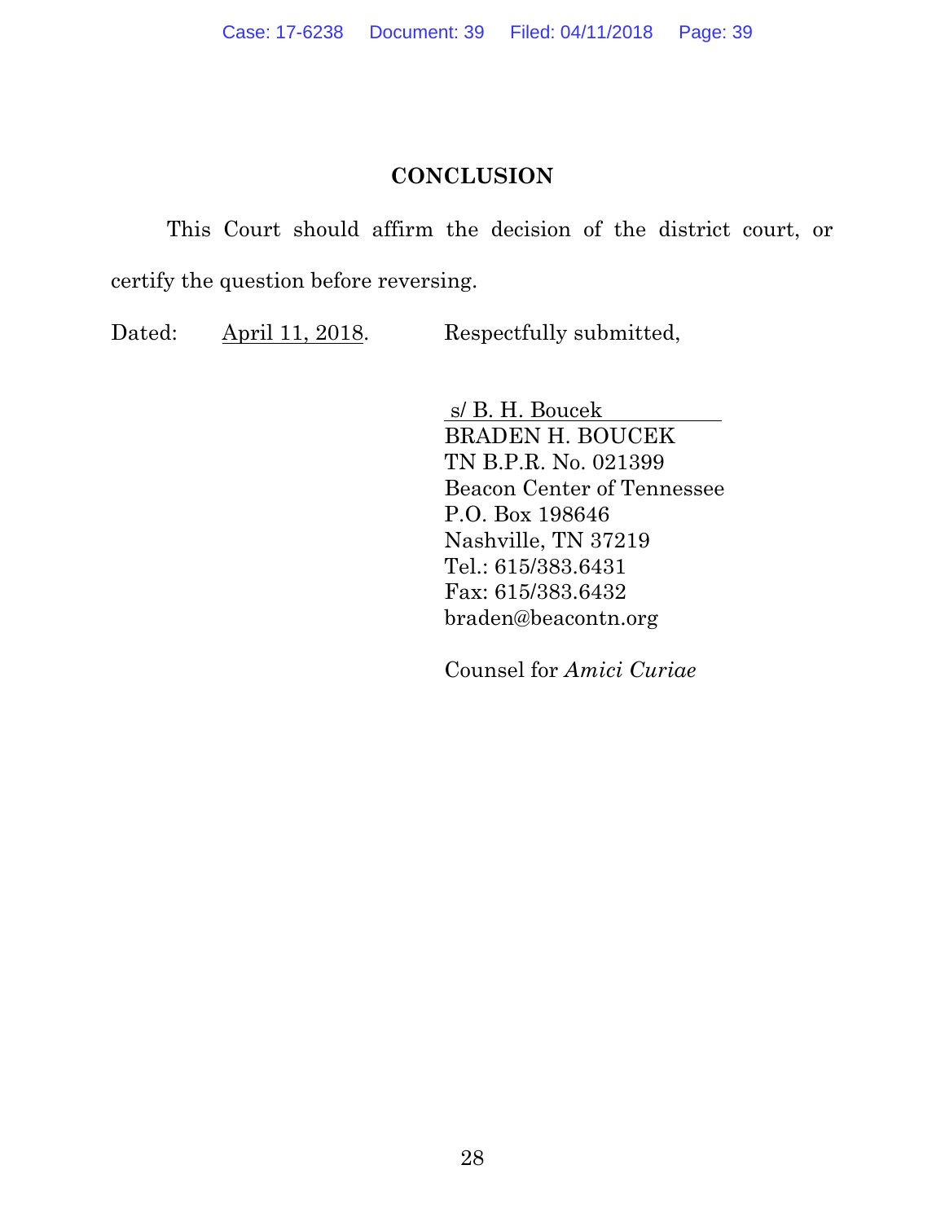## CONCLUSION

This Court should affirm the decision of the district court, or certify the question before reversing.

Dated: April 11, 2018. Respectfully submitted,

s/ B. H. Boucek
BRADEN H. BOUCEK
TN B.P.R. No. 021399
Beacon Center of Tennessee
P.O. Box 198646
Nashville, TN 37219
Tel.: 615/383.6431
Fax: 615/383.6432
braden@beacontn.org

Counsel for *Amici Curiae*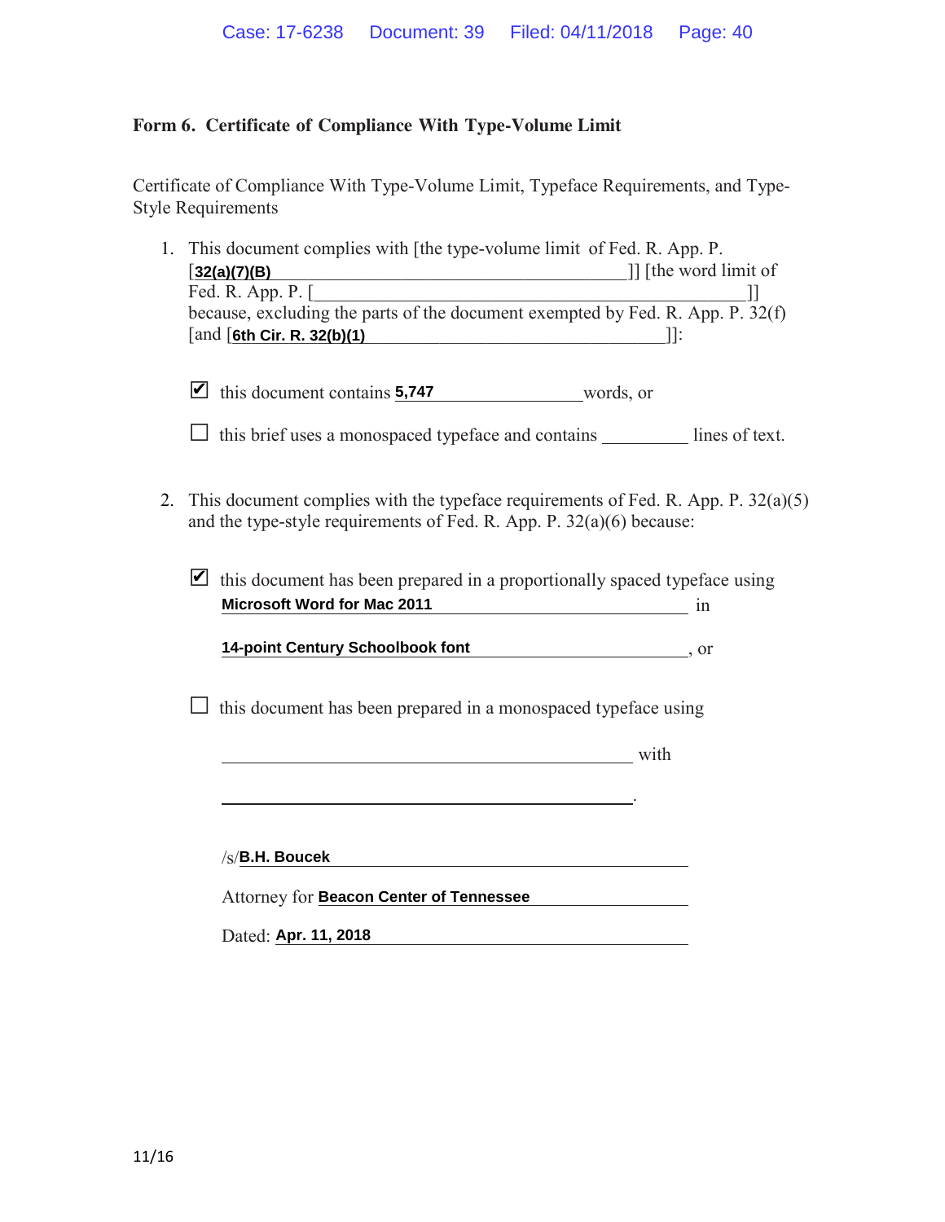**Form 6. Certificate of Compliance With Type-Volume Limit**

Certificate of Compliance With Type-Volume Limit, Typeface Requirements, and Type-Style Requirements

1. This document complies with [the type-volume limit of Fed. R. App. P. [**32(a)(7)(B)** ]] [the word limit of Fed. R. App. P. [ ]] because, excluding the parts of the document exempted by Fed. R. App. P. 32(f) [and [**6th Cir. R. 32(b)(1)** ]]:

   ☑ this document contains **5,747** words, or

   ☐ this brief uses a monospaced typeface and contains ________ lines of text.

2. This document complies with the typeface requirements of Fed. R. App. P. 32(a)(5) and the type-style requirements of Fed. R. App. P. 32(a)(6) because:

   ☑ this document has been prepared in a proportionally spaced typeface using **Microsoft Word for Mac 2011** in **14-point Century Schoolbook font**, or

   ☐ this document has been prepared in a monospaced typeface using ________________ with ________________.

/s/**B.H. Boucek**

Attorney for **Beacon Center of Tennessee**

Dated: **Apr. 11, 2018**

11/16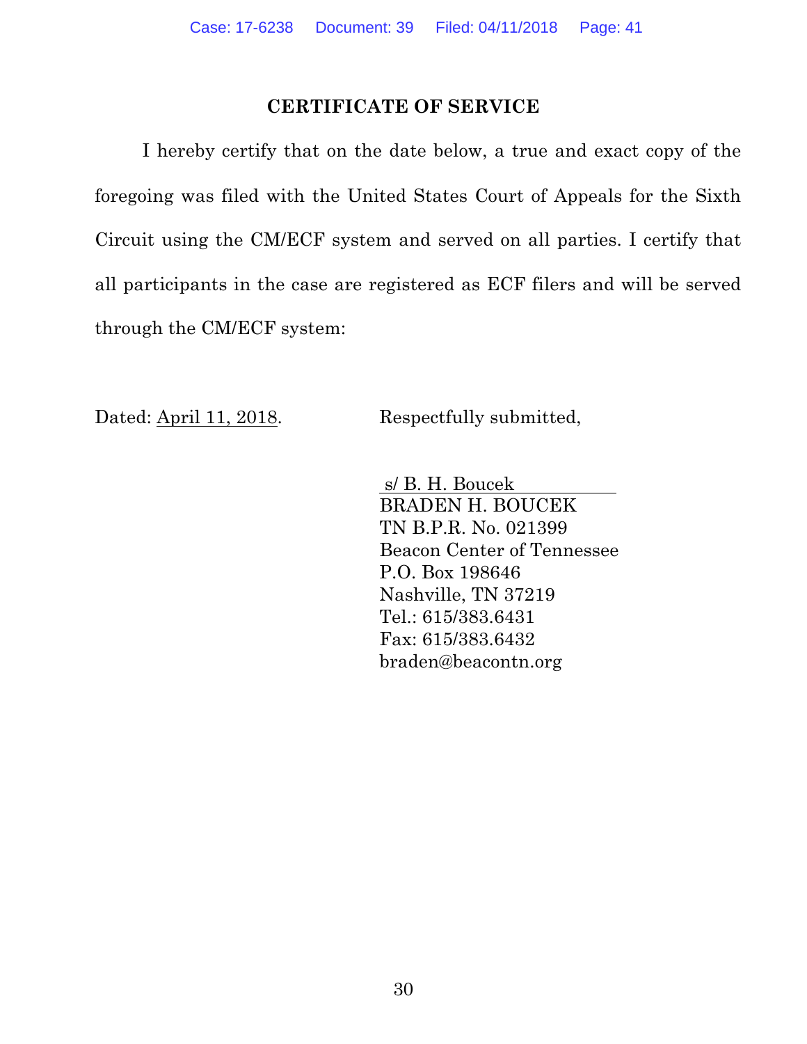## CERTIFICATE OF SERVICE

I hereby certify that on the date below, a true and exact copy of the foregoing was filed with the United States Court of Appeals for the Sixth Circuit using the CM/ECF system and served on all parties. I certify that all participants in the case are registered as ECF filers and will be served through the CM/ECF system:

Dated: April 11, 2018.

Respectfully submitted,

s/ B. H. Boucek
BRADEN H. BOUCEK
TN B.P.R. No. 021399
Beacon Center of Tennessee
P.O. Box 198646
Nashville, TN 37219
Tel.: 615/383.6431
Fax: 615/383.6432
braden@beacontn.org